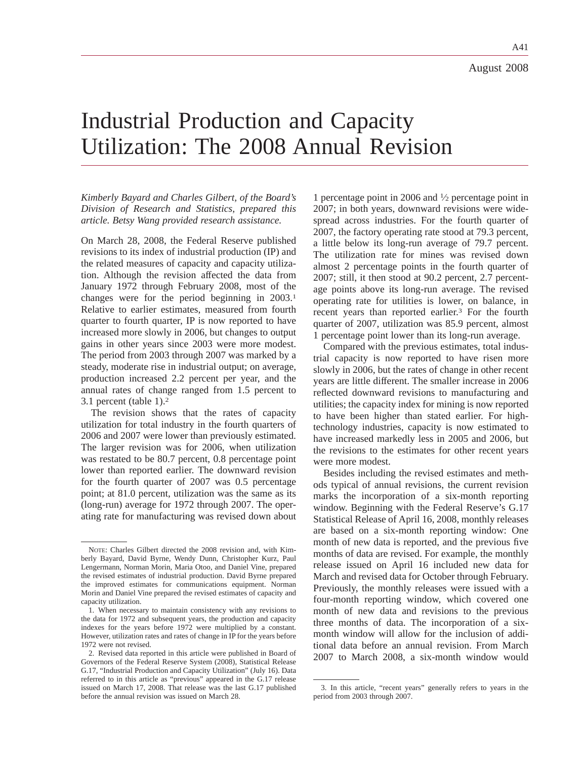# Industrial Production and Capacity Utilization: The 2008 Annual Revision

*Kimberly Bayard and Charles Gilbert, of the Board's Division of Research and Statistics, prepared this article. Betsy Wang provided research assistance.*

On March 28, 2008, the Federal Reserve published revisions to its index of industrial production (IP) and the related measures of capacity and capacity utilization. Although the revision affected the data from January 1972 through February 2008, most of the changes were for the period beginning in 2003.[1] Relative to earlier estimates, measured from fourth quarter to fourth quarter, IP is now reported to have increased more slowly in 2006, but changes to output gains in other years since 2003 were more modest. The period from 2003 through 2007 was marked by a steady, moderate rise in industrial output; on average, production increased 2.2 percent per year, and the annual rates of change ranged from 1.5 percent to 3.1 percent (table 1).[2]

The revision shows that the rates of capacity utilization for total industry in the fourth quarters of 2006 and 2007 were lower than previously estimated. The larger revision was for 2006, when utilization was restated to be 80.7 percent, 0.8 percentage point lower than reported earlier. The downward revision for the fourth quarter of 2007 was 0.5 percentage point; at 81.0 percent, utilization was the same as its (long-run) average for 1972 through 2007. The operating rate for manufacturing was revised down about 1 percentage point in 2006 and ½ percentage point in 2007; in both years, downward revisions were widespread across industries. For the fourth quarter of 2007, the factory operating rate stood at 79.3 percent, a little below its long-run average of 79.7 percent. The utilization rate for mines was revised down almost 2 percentage points in the fourth quarter of 2007; still, it then stood at 90.2 percent, 2.7 percentage points above its long-run average. The revised operating rate for utilities is lower, on balance, in recent years than reported earlier.[3] For the fourth quarter of 2007, utilization was 85.9 percent, almost 1 percentage point lower than its long-run average.

Compared with the previous estimates, total industrial capacity is now reported to have risen more slowly in 2006, but the rates of change in other recent years are little different. The smaller increase in 2006 reflected downward revisions to manufacturing and utilities; the capacity index for mining is now reported to have been higher than stated earlier. For high-technology industries, capacity is now estimated to have increased markedly less in 2005 and 2006, but the revisions to the estimates for other recent years were more modest.

Besides including the revised estimates and methods typical of annual revisions, the current revision marks the incorporation of a six-month reporting window. Beginning with the Federal Reserve's G.17 Statistical Release of April 16, 2008, monthly releases are based on a six-month reporting window: One month of new data is reported, and the previous five months of data are revised. For example, the monthly release issued on April 16 included new data for March and revised data for October through February. Previously, the monthly releases were issued with a four-month reporting window, which covered one month of new data and revisions to the previous three months of data. The incorporation of a six-month window will allow for the inclusion of additional data before an annual revision. From March 2007 to March 2008, a six-month window would

---

NOTE: Charles Gilbert directed the 2008 revision and, with Kimberly Bayard, David Byrne, Wendy Dunn, Christopher Kurz, Paul Lengermann, Norman Morin, Maria Otoo, and Daniel Vine, prepared the revised estimates of industrial production. David Byrne prepared the improved estimates for communications equipment. Norman Morin and Daniel Vine prepared the revised estimates of capacity and capacity utilization.

1. When necessary to maintain consistency with any revisions to the data for 1972 and subsequent years, the production and capacity indexes for the years before 1972 were multiplied by a constant. However, utilization rates and rates of change in IP for the years before 1972 were not revised.

2. Revised data reported in this article were published in Board of Governors of the Federal Reserve System (2008), Statistical Release G.17, "Industrial Production and Capacity Utilization" (July 16). Data referred to in this article as "previous" appeared in the G.17 release issued on March 17, 2008. That release was the last G.17 published before the annual revision was issued on March 28.

3. In this article, "recent years" generally refers to years in the period from 2003 through 2007.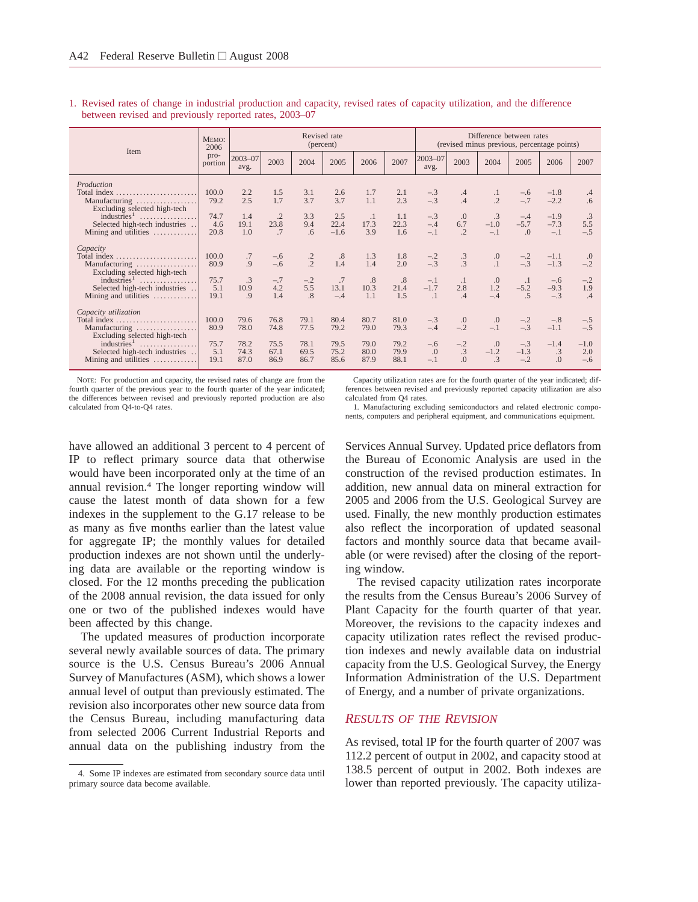1. Revised rates of change in industrial production and capacity, revised rates of capacity utilization, and the difference between revised and previously reported rates, 2003–07

| Item | Memo: 2006 proportion | Revised rate (percent) | | | | | | Difference between rates (revised minus previous, percentage points) | | | | | |
|---|---|---|---|---|---|---|---|---|---|---|---|---|---|
| | | 2003–07 avg. | 2003 | 2004 | 2005 | 2006 | 2007 | 2003–07 avg. | 2003 | 2004 | 2005 | 2006 | 2007 |
| *Production* | | | | | | | | | | | | | |
| Total index | 100.0 | 2.2 | 1.5 | 3.1 | 2.6 | 1.7 | 2.1 | −.3 | .4 | .1 | −.6 | −1.8 | .4 |
| Manufacturing | 79.2 | 2.5 | 1.7 | 3.7 | 3.7 | 1.1 | 2.3 | −.3 | .4 | .2 | −.7 | −2.2 | .6 |
| Excluding selected high-tech industries[1] | 74.7 | 1.4 | .2 | 3.3 | 2.5 | .1 | 1.1 | −.3 | .0 | .3 | −.4 | −1.9 | .3 |
| Selected high-tech industries | 4.6 | 19.1 | 23.8 | 9.4 | 22.4 | 17.3 | 22.3 | −.4 | 6.7 | −1.0 | −5.7 | −7.3 | 5.5 |
| Mining and utilities | 20.8 | 1.0 | .7 | .6 | −1.6 | 3.9 | 1.6 | −.1 | .2 | −.1 | .0 | −.1 | −.5 |
| *Capacity* | | | | | | | | | | | | | |
| Total index | 100.0 | .7 | −.6 | .2 | .8 | 1.3 | 1.8 | −.2 | .3 | .0 | −.2 | −1.1 | .0 |
| Manufacturing | 80.9 | .9 | −.6 | .2 | 1.4 | 1.4 | 2.0 | −.3 | .3 | .1 | −.3 | −1.3 | −.2 |
| Excluding selected high-tech industries[1] | 75.7 | .3 | −.7 | −.2 | .7 | .8 | .8 | −.1 | .1 | .0 | .1 | −.6 | −.2 |
| Selected high-tech industries | 5.1 | 10.9 | 4.2 | 5.5 | 13.1 | 10.3 | 21.4 | −1.7 | 2.8 | 1.2 | −5.2 | −9.3 | 1.9 |
| Mining and utilities | 19.1 | .9 | 1.4 | .8 | −.4 | 1.1 | 1.5 | .1 | .4 | −.4 | .5 | −.3 | .4 |
| *Capacity utilization* | | | | | | | | | | | | | |
| Total index | 100.0 | 79.6 | 76.8 | 79.1 | 80.4 | 80.7 | 81.0 | −.3 | .0 | .0 | −.2 | −.8 | −.5 |
| Manufacturing | 80.9 | 78.0 | 74.8 | 77.5 | 79.2 | 79.0 | 79.3 | −.4 | −.2 | −.1 | −.3 | −1.1 | −.5 |
| Excluding selected high-tech industries[1] | 75.7 | 78.2 | 75.5 | 78.1 | 79.5 | 79.0 | 79.2 | −.6 | −.2 | .0 | −.3 | −1.4 | −1.0 |
| Selected high-tech industries | 5.1 | 74.3 | 67.1 | 69.5 | 75.2 | 80.0 | 79.9 | .0 | .3 | −1.2 | −1.3 | .3 | 2.0 |
| Mining and utilities | 19.1 | 87.0 | 86.9 | 86.7 | 85.6 | 87.9 | 88.1 | −.1 | .0 | .3 | −.2 | .0 | −.6 |

Note: For production and capacity, the revised rates of change are from the fourth quarter of the previous year to the fourth quarter of the year indicated; the differences between revised and previously reported production are also calculated from Q4-to-Q4 rates.

Capacity utilization rates are for the fourth quarter of the year indicated; differences between revised and previously reported capacity utilization are also calculated from Q4 rates.

1. Manufacturing excluding semiconductors and related electronic components, computers and peripheral equipment, and communications equipment.

have allowed an additional 3 percent to 4 percent of IP to reflect primary source data that otherwise would have been incorporated only at the time of an annual revision.[4] The longer reporting window will cause the latest month of data shown for a few indexes in the supplement to the G.17 release to be as many as five months earlier than the latest value for aggregate IP; the monthly values for detailed production indexes are not shown until the underlying data are available or the reporting window is closed. For the 12 months preceding the publication of the 2008 annual revision, the data issued for only one or two of the published indexes would have been affected by this change.

The updated measures of production incorporate several newly available sources of data. The primary source is the U.S. Census Bureau's 2006 Annual Survey of Manufactures (ASM), which shows a lower annual level of output than previously estimated. The revision also incorporates other new source data from the Census Bureau, including manufacturing data from selected 2006 Current Industrial Reports and annual data on the publishing industry from the Services Annual Survey. Updated price deflators from the Bureau of Economic Analysis are used in the construction of the revised production estimates. In addition, new annual data on mineral extraction for 2005 and 2006 from the U.S. Geological Survey are used. Finally, the new monthly production estimates also reflect the incorporation of updated seasonal factors and monthly source data that became available (or were revised) after the closing of the reporting window.

The revised capacity utilization rates incorporate the results from the Census Bureau's 2006 Survey of Plant Capacity for the fourth quarter of that year. Moreover, the revisions to the capacity indexes and capacity utilization rates reflect the revised production indexes and newly available data on industrial capacity from the U.S. Geological Survey, the Energy Information Administration of the U.S. Department of Energy, and a number of private organizations.

## *Results of the Revision*

As revised, total IP for the fourth quarter of 2007 was 112.2 percent of output in 2002, and capacity stood at 138.5 percent of output in 2002. Both indexes are lower than reported previously. The capacity utiliza-

4. Some IP indexes are estimated from secondary source data until primary source data become available.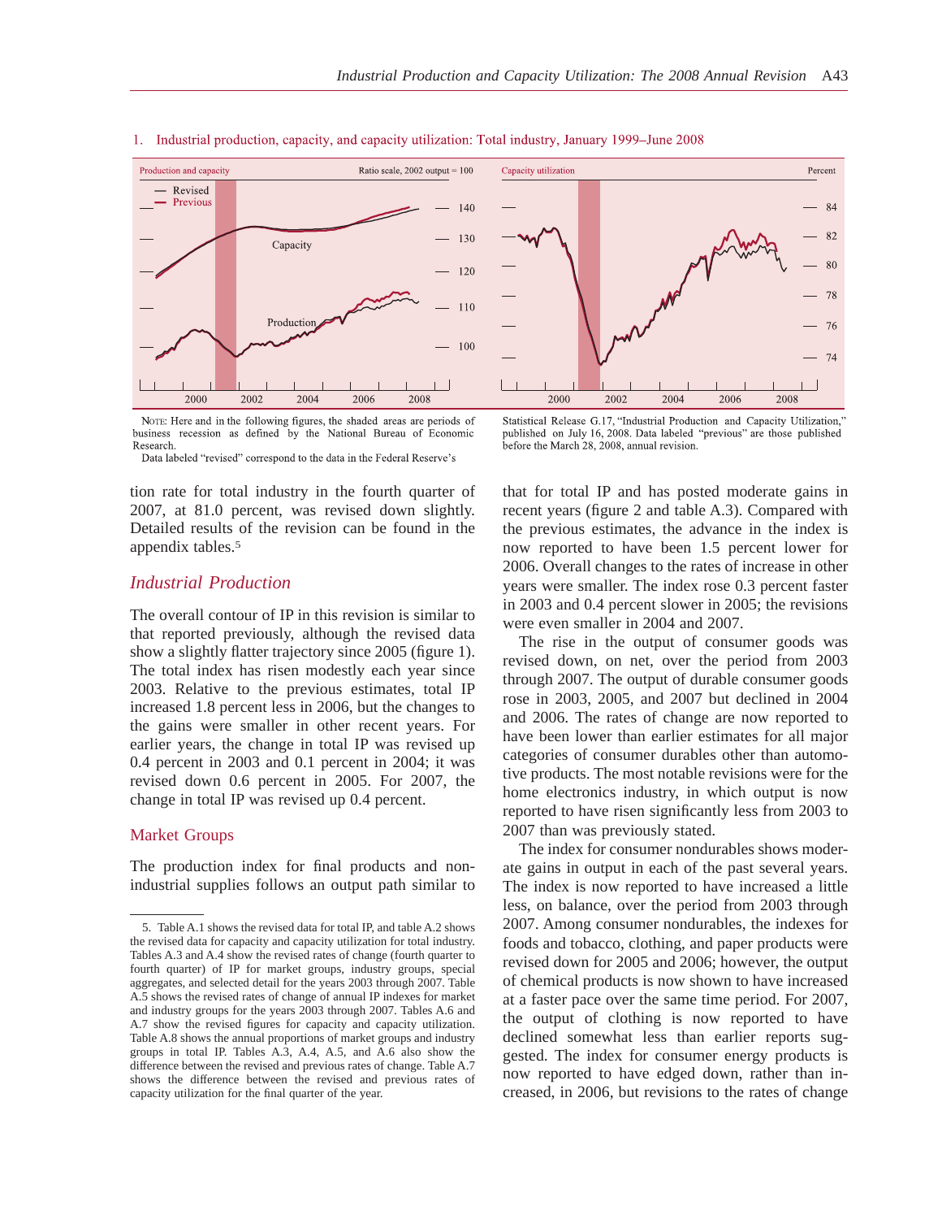1. Industrial production, capacity, and capacity utilization: Total industry, January 1999–June 2008

NOTE: Here and in the following figures, the shaded areas are periods of business recession as defined by the National Bureau of Economic Research.

Data labeled "revised" correspond to the data in the Federal Reserve's Statistical Release G.17, "Industrial Production and Capacity Utilization," published on July 16, 2008. Data labeled "previous" are those published before the March 28, 2008, annual revision.

tion rate for total industry in the fourth quarter of 2007, at 81.0 percent, was revised down slightly. Detailed results of the revision can be found in the appendix tables.[5]

## Industrial Production

The overall contour of IP in this revision is similar to that reported previously, although the revised data show a slightly flatter trajectory since 2005 (figure 1). The total index has risen modestly each year since 2003. Relative to the previous estimates, total IP increased 1.8 percent less in 2006, but the changes to the gains were smaller in other recent years. For earlier years, the change in total IP was revised up 0.4 percent in 2003 and 0.1 percent in 2004; it was revised down 0.6 percent in 2005. For 2007, the change in total IP was revised up 0.4 percent.

### Market Groups

The production index for final products and nonindustrial supplies follows an output path similar to that for total IP and has posted moderate gains in recent years (figure 2 and table A.3). Compared with the previous estimates, the advance in the index is now reported to have been 1.5 percent lower for 2006. Overall changes to the rates of increase in other years were smaller. The index rose 0.3 percent faster in 2003 and 0.4 percent slower in 2005; the revisions were even smaller in 2004 and 2007.

The rise in the output of consumer goods was revised down, on net, over the period from 2003 through 2007. The output of durable consumer goods rose in 2003, 2005, and 2007 but declined in 2004 and 2006. The rates of change are now reported to have been lower than earlier estimates for all major categories of consumer durables other than automotive products. The most notable revisions were for the home electronics industry, in which output is now reported to have risen significantly less from 2003 to 2007 than was previously stated.

The index for consumer nondurables shows moderate gains in output in each of the past several years. The index is now reported to have increased a little less, on balance, over the period from 2003 through 2007. Among consumer nondurables, the indexes for foods and tobacco, clothing, and paper products were revised down for 2005 and 2006; however, the output of chemical products is now shown to have increased at a faster pace over the same time period. For 2007, the output of clothing is now reported to have declined somewhat less than earlier reports suggested. The index for consumer energy products is now reported to have edged down, rather than increased, in 2006, but revisions to the rates of change

---

5. Table A.1 shows the revised data for total IP, and table A.2 shows the revised data for capacity and capacity utilization for total industry. Tables A.3 and A.4 show the revised rates of change (fourth quarter to fourth quarter) of IP for market groups, industry groups, special aggregates, and selected detail for the years 2003 through 2007. Table A.5 shows the revised rates of change of annual IP indexes for market and industry groups for the years 2003 through 2007. Tables A.6 and A.7 show the revised figures for capacity and capacity utilization. Table A.8 shows the annual proportions of market groups and industry groups in total IP. Tables A.3, A.4, A.5, and A.6 also show the difference between the revised and previous rates of change. Table A.7 shows the difference between the revised and previous rates of capacity utilization for the final quarter of the year.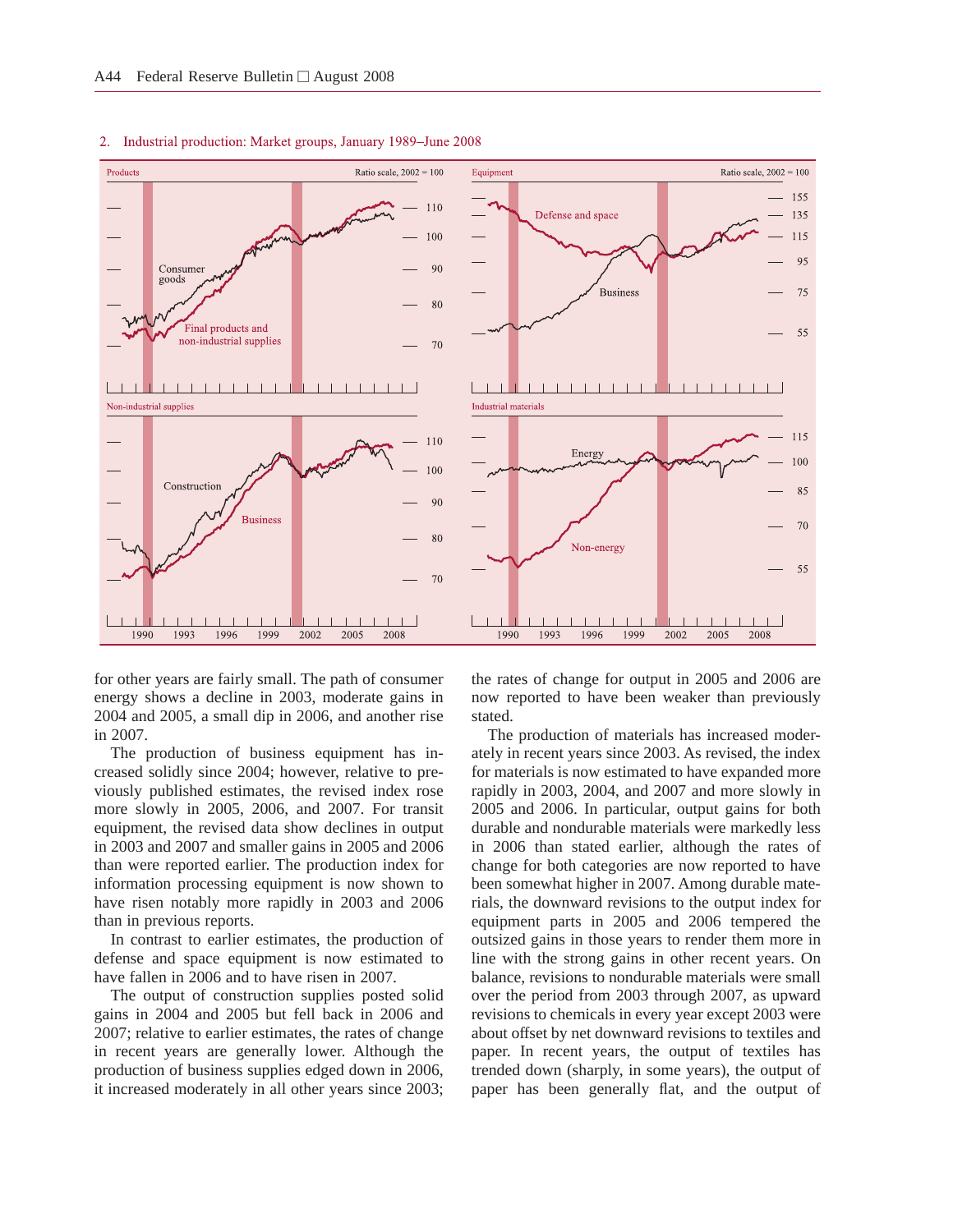2. Industrial production: Market groups, January 1989–June 2008

for other years are fairly small. The path of consumer energy shows a decline in 2003, moderate gains in 2004 and 2005, a small dip in 2006, and another rise in 2007.

The production of business equipment has increased solidly since 2004; however, relative to previously published estimates, the revised index rose more slowly in 2005, 2006, and 2007. For transit equipment, the revised data show declines in output in 2003 and 2007 and smaller gains in 2005 and 2006 than were reported earlier. The production index for information processing equipment is now shown to have risen notably more rapidly in 2003 and 2006 than in previous reports.

In contrast to earlier estimates, the production of defense and space equipment is now estimated to have fallen in 2006 and to have risen in 2007.

The output of construction supplies posted solid gains in 2004 and 2005 but fell back in 2006 and 2007; relative to earlier estimates, the rates of change in recent years are generally lower. Although the production of business supplies edged down in 2006, it increased moderately in all other years since 2003; the rates of change for output in 2005 and 2006 are now reported to have been weaker than previously stated.

The production of materials has increased moderately in recent years since 2003. As revised, the index for materials is now estimated to have expanded more rapidly in 2003, 2004, and 2007 and more slowly in 2005 and 2006. In particular, output gains for both durable and nondurable materials were markedly less in 2006 than stated earlier, although the rates of change for both categories are now reported to have been somewhat higher in 2007. Among durable materials, the downward revisions to the output index for equipment parts in 2005 and 2006 tempered the outsized gains in those years to render them more in line with the strong gains in other recent years. On balance, revisions to nondurable materials were small over the period from 2003 through 2007, as upward revisions to chemicals in every year except 2003 were about offset by net downward revisions to textiles and paper. In recent years, the output of textiles has trended down (sharply, in some years), the output of paper has been generally flat, and the output of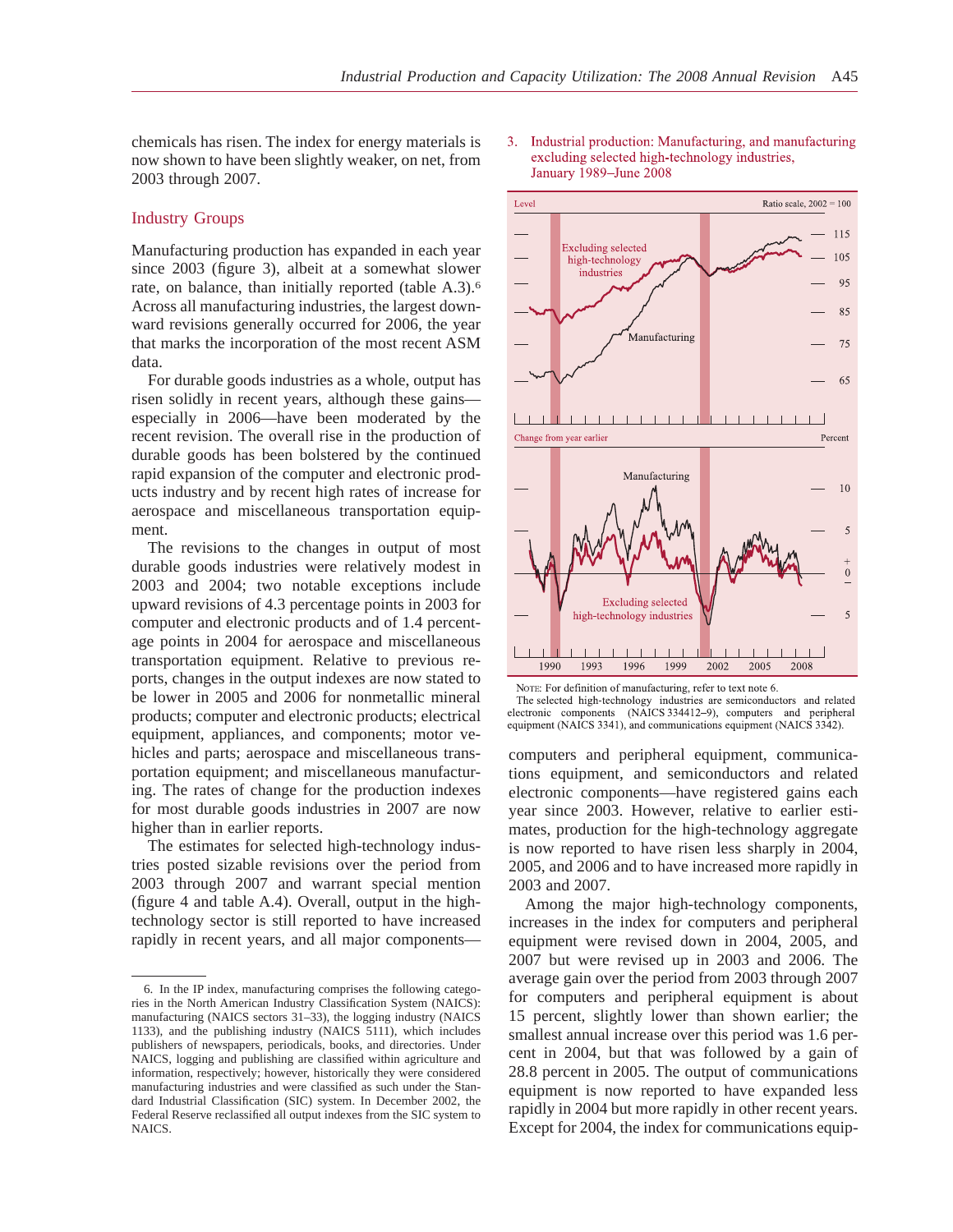chemicals has risen. The index for energy materials is now shown to have been slightly weaker, on net, from 2003 through 2007.

## Industry Groups

Manufacturing production has expanded in each year since 2003 (figure 3), albeit at a somewhat slower rate, on balance, than initially reported (table A.3).[6] Across all manufacturing industries, the largest downward revisions generally occurred for 2006, the year that marks the incorporation of the most recent ASM data.

For durable goods industries as a whole, output has risen solidly in recent years, although these gains—especially in 2006—have been moderated by the recent revision. The overall rise in the production of durable goods has been bolstered by the continued rapid expansion of the computer and electronic products industry and by recent high rates of increase for aerospace and miscellaneous transportation equipment.

The revisions to the changes in output of most durable goods industries were relatively modest in 2003 and 2004; two notable exceptions include upward revisions of 4.3 percentage points in 2003 for computer and electronic products and of 1.4 percentage points in 2004 for aerospace and miscellaneous transportation equipment. Relative to previous reports, changes in the output indexes are now stated to be lower in 2005 and 2006 for nonmetallic mineral products; computer and electronic products; electrical equipment, appliances, and components; motor vehicles and parts; aerospace and miscellaneous transportation equipment; and miscellaneous manufacturing. The rates of change for the production indexes for most durable goods industries in 2007 are now higher than in earlier reports.

The estimates for selected high-technology industries posted sizable revisions over the period from 2003 through 2007 and warrant special mention (figure 4 and table A.4). Overall, output in the high-technology sector is still reported to have increased rapidly in recent years, and all major components—computers and peripheral equipment, communications equipment, and semiconductors and related electronic components—have registered gains each year since 2003. However, relative to earlier estimates, production for the high-technology aggregate is now reported to have risen less sharply in 2004, 2005, and 2006 and to have increased more rapidly in 2003 and 2007.

Among the major high-technology components, increases in the index for computers and peripheral equipment were revised down in 2004, 2005, and 2007 but were revised up in 2003 and 2006. The average gain over the period from 2003 through 2007 for computers and peripheral equipment is about 15 percent, slightly lower than shown earlier; the smallest annual increase over this period was 1.6 percent in 2004, but that was followed by a gain of 28.8 percent in 2005. The output of communications equipment is now reported to have expanded less rapidly in 2004 but more rapidly in other recent years. Except for 2004, the index for communications equip-

3. Industrial production: Manufacturing, and manufacturing excluding selected high-technology industries, January 1989–June 2008

NOTE: For definition of manufacturing, refer to text note 6.
The selected high-technology industries are semiconductors and related electronic components (NAICS 334412–9), computers and peripheral equipment (NAICS 3341), and communications equipment (NAICS 3342).

---

6. In the IP index, manufacturing comprises the following categories in the North American Industry Classification System (NAICS): manufacturing (NAICS sectors 31–33), the logging industry (NAICS 1133), and the publishing industry (NAICS 5111), which includes publishers of newspapers, periodicals, books, and directories. Under NAICS, logging and publishing are classified within agriculture and information, respectively; however, historically they were considered manufacturing industries and were classified as such under the Standard Industrial Classification (SIC) system. In December 2002, the Federal Reserve reclassified all output indexes from the SIC system to NAICS.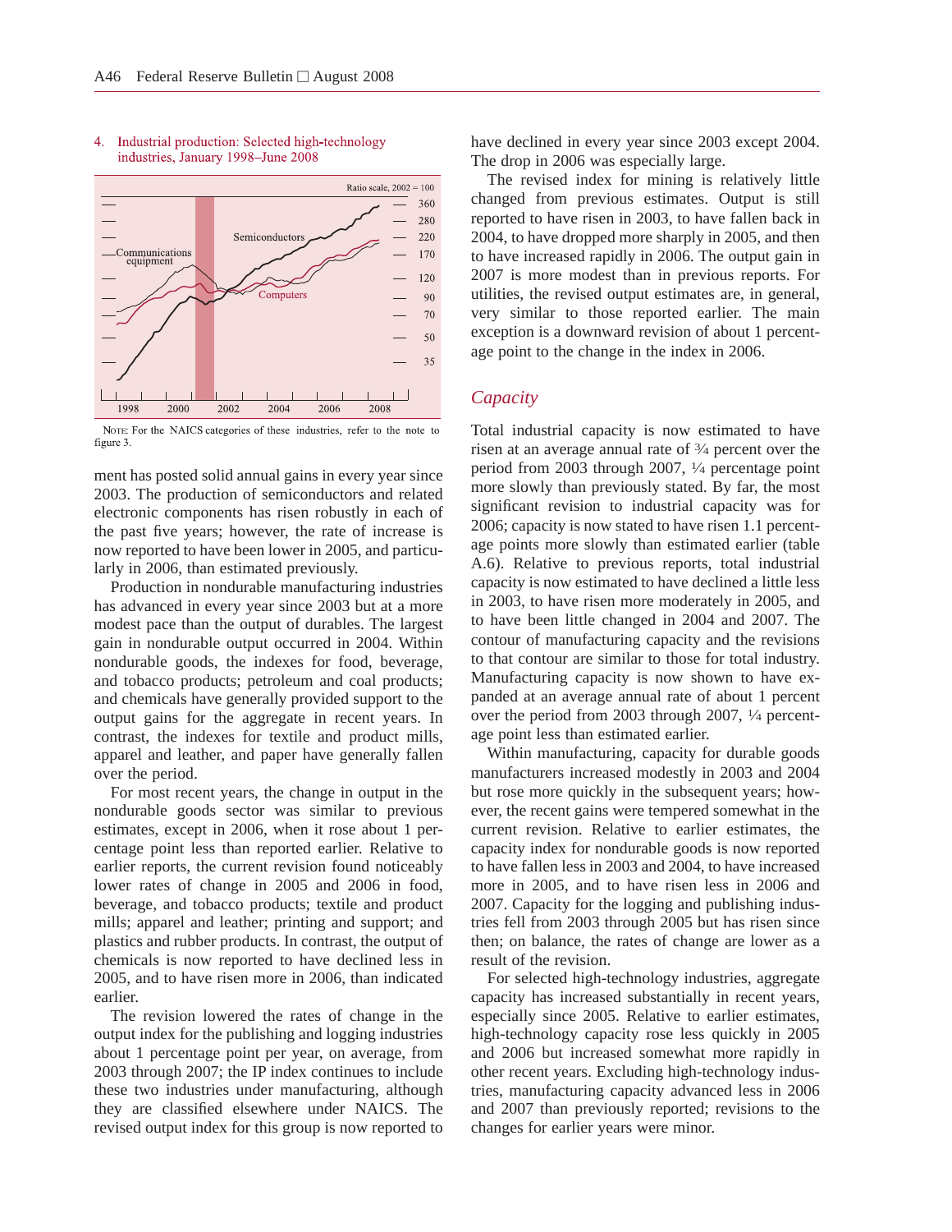4. Industrial production: Selected high-technology industries, January 1998–June 2008

Note: For the NAICS categories of these industries, refer to the note to figure 3.

ment has posted solid annual gains in every year since 2003. The production of semiconductors and related electronic components has risen robustly in each of the past five years; however, the rate of increase is now reported to have been lower in 2005, and particularly in 2006, than estimated previously.

Production in nondurable manufacturing industries has advanced in every year since 2003 but at a more modest pace than the output of durables. The largest gain in nondurable output occurred in 2004. Within nondurable goods, the indexes for food, beverage, and tobacco products; petroleum and coal products; and chemicals have generally provided support to the output gains for the aggregate in recent years. In contrast, the indexes for textile and product mills, apparel and leather, and paper have generally fallen over the period.

For most recent years, the change in output in the nondurable goods sector was similar to previous estimates, except in 2006, when it rose about 1 percentage point less than reported earlier. Relative to earlier reports, the current revision found noticeably lower rates of change in 2005 and 2006 in food, beverage, and tobacco products; textile and product mills; apparel and leather; printing and support; and plastics and rubber products. In contrast, the output of chemicals is now reported to have declined less in 2005, and to have risen more in 2006, than indicated earlier.

The revision lowered the rates of change in the output index for the publishing and logging industries about 1 percentage point per year, on average, from 2003 through 2007; the IP index continues to include these two industries under manufacturing, although they are classified elsewhere under NAICS. The revised output index for this group is now reported to have declined in every year since 2003 except 2004. The drop in 2006 was especially large.

The revised index for mining is relatively little changed from previous estimates. Output is still reported to have risen in 2003, to have fallen back in 2004, to have dropped more sharply in 2005, and then to have increased rapidly in 2006. The output gain in 2007 is more modest than in previous reports. For utilities, the revised output estimates are, in general, very similar to those reported earlier. The main exception is a downward revision of about 1 percentage point to the change in the index in 2006.

## *Capacity*

Total industrial capacity is now estimated to have risen at an average annual rate of ¾ percent over the period from 2003 through 2007, ¼ percentage point more slowly than previously stated. By far, the most significant revision to industrial capacity was for 2006; capacity is now stated to have risen 1.1 percentage points more slowly than estimated earlier (table A.6). Relative to previous reports, total industrial capacity is now estimated to have declined a little less in 2003, to have risen more moderately in 2005, and to have been little changed in 2004 and 2007. The contour of manufacturing capacity and the revisions to that contour are similar to those for total industry. Manufacturing capacity is now shown to have expanded at an average annual rate of about 1 percent over the period from 2003 through 2007, ¼ percentage point less than estimated earlier.

Within manufacturing, capacity for durable goods manufacturers increased modestly in 2003 and 2004 but rose more quickly in the subsequent years; however, the recent gains were tempered somewhat in the current revision. Relative to earlier estimates, the capacity index for nondurable goods is now reported to have fallen less in 2003 and 2004, to have increased more in 2005, and to have risen less in 2006 and 2007. Capacity for the logging and publishing industries fell from 2003 through 2005 but has risen since then; on balance, the rates of change are lower as a result of the revision.

For selected high-technology industries, aggregate capacity has increased substantially in recent years, especially since 2005. Relative to earlier estimates, high-technology capacity rose less quickly in 2005 and 2006 but increased somewhat more rapidly in other recent years. Excluding high-technology industries, manufacturing capacity advanced less in 2006 and 2007 than previously reported; revisions to the changes for earlier years were minor.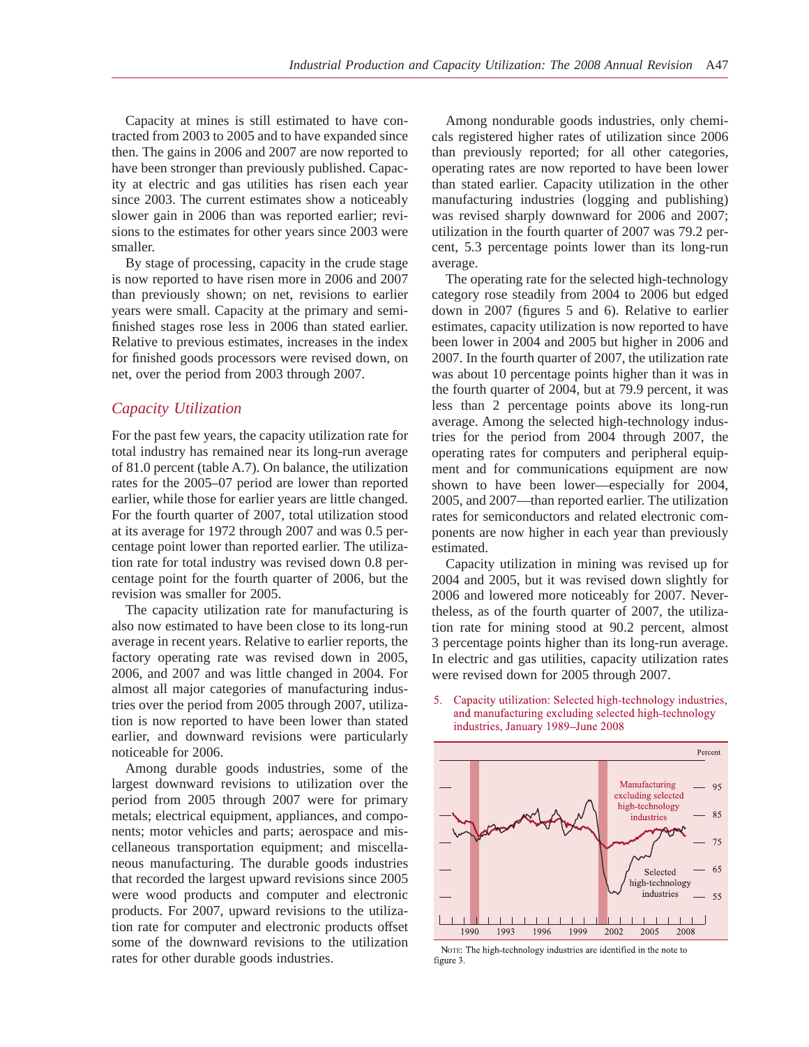Capacity at mines is still estimated to have contracted from 2003 to 2005 and to have expanded since then. The gains in 2006 and 2007 are now reported to have been stronger than previously published. Capacity at electric and gas utilities has risen each year since 2003. The current estimates show a noticeably slower gain in 2006 than was reported earlier; revisions to the estimates for other years since 2003 were smaller.

By stage of processing, capacity in the crude stage is now reported to have risen more in 2006 and 2007 than previously shown; on net, revisions to earlier years were small. Capacity at the primary and semifinished stages rose less in 2006 than stated earlier. Relative to previous estimates, increases in the index for finished goods processors were revised down, on net, over the period from 2003 through 2007.

## Capacity Utilization

For the past few years, the capacity utilization rate for total industry has remained near its long-run average of 81.0 percent (table A.7). On balance, the utilization rates for the 2005–07 period are lower than reported earlier, while those for earlier years are little changed. For the fourth quarter of 2007, total utilization stood at its average for 1972 through 2007 and was 0.5 percentage point lower than reported earlier. The utilization rate for total industry was revised down 0.8 percentage point for the fourth quarter of 2006, but the revision was smaller for 2005.

The capacity utilization rate for manufacturing is also now estimated to have been close to its long-run average in recent years. Relative to earlier reports, the factory operating rate was revised down in 2005, 2006, and 2007 and was little changed in 2004. For almost all major categories of manufacturing industries over the period from 2005 through 2007, utilization is now reported to have been lower than stated earlier, and downward revisions were particularly noticeable for 2006.

Among durable goods industries, some of the largest downward revisions to utilization over the period from 2005 through 2007 were for primary metals; electrical equipment, appliances, and components; motor vehicles and parts; aerospace and miscellaneous transportation equipment; and miscellaneous manufacturing. The durable goods industries that recorded the largest upward revisions since 2005 were wood products and computer and electronic products. For 2007, upward revisions to the utilization rate for computer and electronic products offset some of the downward revisions to the utilization rates for other durable goods industries.

Among nondurable goods industries, only chemicals registered higher rates of utilization since 2006 than previously reported; for all other categories, operating rates are now reported to have been lower than stated earlier. Capacity utilization in the other manufacturing industries (logging and publishing) was revised sharply downward for 2006 and 2007; utilization in the fourth quarter of 2007 was 79.2 percent, 5.3 percentage points lower than its long-run average.

The operating rate for the selected high-technology category rose steadily from 2004 to 2006 but edged down in 2007 (figures 5 and 6). Relative to earlier estimates, capacity utilization is now reported to have been lower in 2004 and 2005 but higher in 2006 and 2007. In the fourth quarter of 2007, the utilization rate was about 10 percentage points higher than it was in the fourth quarter of 2004, but at 79.9 percent, it was less than 2 percentage points above its long-run average. Among the selected high-technology industries for the period from 2004 through 2007, the operating rates for computers and peripheral equipment and for communications equipment are now shown to have been lower—especially for 2004, 2005, and 2007—than reported earlier. The utilization rates for semiconductors and related electronic components are now higher in each year than previously estimated.

Capacity utilization in mining was revised up for 2004 and 2005, but it was revised down slightly for 2006 and lowered more noticeably for 2007. Nevertheless, as of the fourth quarter of 2007, the utilization rate for mining stood at 90.2 percent, almost 3 percentage points higher than its long-run average. In electric and gas utilities, capacity utilization rates were revised down for 2005 through 2007.

5. Capacity utilization: Selected high-technology industries, and manufacturing excluding selected high-technology industries, January 1989–June 2008

NOTE: The high-technology industries are identified in the note to figure 3.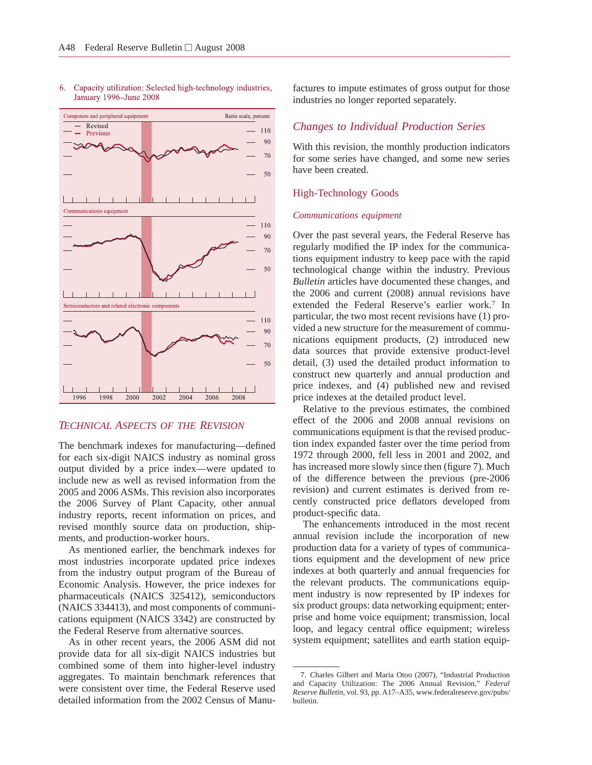6. Capacity utilization: Selected high-technology industries, January 1996–June 2008

Computers and peripheral equipment — Ratio scale, percent

— Revised
— Previous

110, 90, 70, 50

Communications equipment

110, 90, 70, 50

Semiconductors and related electronic components

110, 90, 70, 50

1996 1998 2000 2002 2004 2006 2008

## *Technical Aspects of the Revision*

The benchmark indexes for manufacturing—defined for each six-digit NAICS industry as nominal gross output divided by a price index—were updated to include new as well as revised information from the 2005 and 2006 ASMs. This revision also incorporates the 2006 Survey of Plant Capacity, other annual industry reports, recent information on prices, and revised monthly source data on production, shipments, and production-worker hours.

As mentioned earlier, the benchmark indexes for most industries incorporate updated price indexes from the industry output program of the Bureau of Economic Analysis. However, the price indexes for pharmaceuticals (NAICS 325412), semiconductors (NAICS 334413), and most components of communications equipment (NAICS 3342) are constructed by the Federal Reserve from alternative sources.

As in other recent years, the 2006 ASM did not provide data for all six-digit NAICS industries but combined some of them into higher-level industry aggregates. To maintain benchmark references that were consistent over time, the Federal Reserve used detailed information from the 2002 Census of Manufactures to impute estimates of gross output for those industries no longer reported separately.

## *Changes to Individual Production Series*

With this revision, the monthly production indicators for some series have changed, and some new series have been created.

### High-Technology Goods

#### *Communications equipment*

Over the past several years, the Federal Reserve has regularly modified the IP index for the communications equipment industry to keep pace with the rapid technological change within the industry. Previous *Bulletin* articles have documented these changes, and the 2006 and current (2008) annual revisions have extended the Federal Reserve's earlier work.[7] In particular, the two most recent revisions have (1) provided a new structure for the measurement of communications equipment products, (2) introduced new data sources that provide extensive product-level detail, (3) used the detailed product information to construct new quarterly and annual production and price indexes, and (4) published new and revised price indexes at the detailed product level.

Relative to the previous estimates, the combined effect of the 2006 and 2008 annual revisions on communications equipment is that the revised production index expanded faster over the time period from 1972 through 2000, fell less in 2001 and 2002, and has increased more slowly since then (figure 7). Much of the difference between the previous (pre-2006 revision) and current estimates is derived from recently constructed price deflators developed from product-specific data.

The enhancements introduced in the most recent annual revision include the incorporation of new production data for a variety of types of communications equipment and the development of new price indexes at both quarterly and annual frequencies for the relevant products. The communications equipment industry is now represented by IP indexes for six product groups: data networking equipment; enterprise and home voice equipment; transmission, local loop, and legacy central office equipment; wireless system equipment; satellites and earth station equip-

7. Charles Gilbert and Maria Otoo (2007), "Industrial Production and Capacity Utilization: The 2006 Annual Revision," *Federal Reserve Bulletin*, vol. 93, pp. A17–A35, www.federalreserve.gov/pubs/bulletin.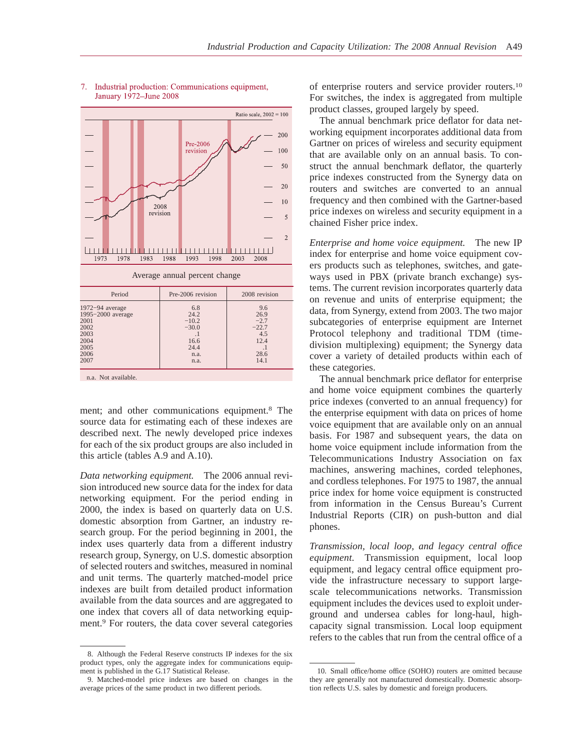7. Industrial production: Communications equipment, January 1972–June 2008

Average annual percent change

| Period | Pre-2006 revision | 2008 revision |
|---|---|---|
| 1972–94 average | 6.8 | 9.6 |
| 1995–2000 average | 24.2 | 26.9 |
| 2001 | −10.2 | −2.7 |
| 2002 | −30.0 | −22.7 |
| 2003 | .1 | 4.5 |
| 2004 | 16.6 | 12.4 |
| 2005 | 24.4 | .1 |
| 2006 | n.a. | 28.6 |
| 2007 | n.a. | 14.1 |

n.a. Not available.

ment; and other communications equipment.[8] The source data for estimating each of these indexes are described next. The newly developed price indexes for each of the six product groups are also included in this article (tables A.9 and A.10).

*Data networking equipment.* The 2006 annual revision introduced new source data for the index for data networking equipment. For the period ending in 2000, the index is based on quarterly data on U.S. domestic absorption from Gartner, an industry research group. For the period beginning in 2001, the index uses quarterly data from a different industry research group, Synergy, on U.S. domestic absorption of selected routers and switches, measured in nominal and unit terms. The quarterly matched-model price indexes are built from detailed product information available from the data sources and are aggregated to one index that covers all of data networking equipment.[9] For routers, the data cover several categories of enterprise routers and service provider routers.[10] For switches, the index is aggregated from multiple product classes, grouped largely by speed.

The annual benchmark price deflator for data networking equipment incorporates additional data from Gartner on prices of wireless and security equipment that are available only on an annual basis. To construct the annual benchmark deflator, the quarterly price indexes constructed from the Synergy data on routers and switches are converted to an annual frequency and then combined with the Gartner-based price indexes on wireless and security equipment in a chained Fisher price index.

*Enterprise and home voice equipment.* The new IP index for enterprise and home voice equipment covers products such as telephones, switches, and gateways used in PBX (private branch exchange) systems. The current revision incorporates quarterly data on revenue and units of enterprise equipment; the data, from Synergy, extend from 2003. The two major subcategories of enterprise equipment are Internet Protocol telephony and traditional TDM (time-division multiplexing) equipment; the Synergy data cover a variety of detailed products within each of these categories.

The annual benchmark price deflator for enterprise and home voice equipment combines the quarterly price indexes (converted to an annual frequency) for the enterprise equipment with data on prices of home voice equipment that are available only on an annual basis. For 1987 and subsequent years, the data on home voice equipment include information from the Telecommunications Industry Association on fax machines, answering machines, corded telephones, and cordless telephones. For 1975 to 1987, the annual price index for home voice equipment is constructed from information in the Census Bureau's Current Industrial Reports (CIR) on push-button and dial phones.

*Transmission, local loop, and legacy central office equipment.* Transmission equipment, local loop equipment, and legacy central office equipment provide the infrastructure necessary to support large-scale telecommunications networks. Transmission equipment includes the devices used to exploit underground and undersea cables for long-haul, high-capacity signal transmission. Local loop equipment refers to the cables that run from the central office of a

---

8. Although the Federal Reserve constructs IP indexes for the six product types, only the aggregate index for communications equipment is published in the G.17 Statistical Release.

9. Matched-model price indexes are based on changes in the average prices of the same product in two different periods.

10. Small office/home office (SOHO) routers are omitted because they are generally not manufactured domestically. Domestic absorption reflects U.S. sales by domestic and foreign producers.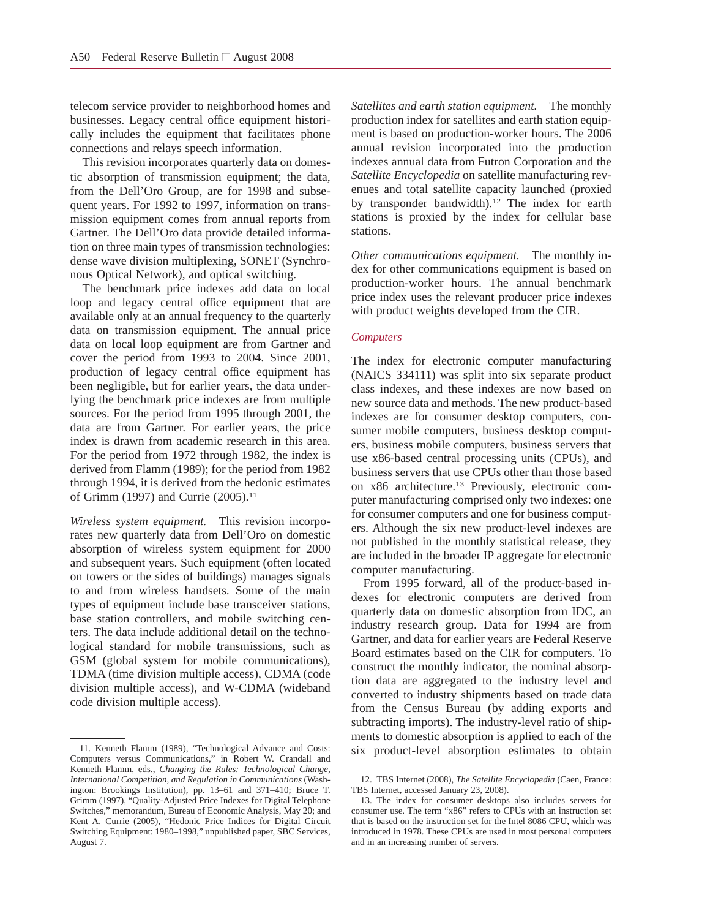telecom service provider to neighborhood homes and businesses. Legacy central office equipment historically includes the equipment that facilitates phone connections and relays speech information.

This revision incorporates quarterly data on domestic absorption of transmission equipment; the data, from the Dell'Oro Group, are for 1998 and subsequent years. For 1992 to 1997, information on transmission equipment comes from annual reports from Gartner. The Dell'Oro data provide detailed information on three main types of transmission technologies: dense wave division multiplexing, SONET (Synchronous Optical Network), and optical switching.

The benchmark price indexes add data on local loop and legacy central office equipment that are available only at an annual frequency to the quarterly data on transmission equipment. The annual price data on local loop equipment are from Gartner and cover the period from 1993 to 2004. Since 2001, production of legacy central office equipment has been negligible, but for earlier years, the data underlying the benchmark price indexes are from multiple sources. For the period from 1995 through 2001, the data are from Gartner. For earlier years, the price index is drawn from academic research in this area. For the period from 1972 through 1982, the index is derived from Flamm (1989); for the period from 1982 through 1994, it is derived from the hedonic estimates of Grimm (1997) and Currie (2005).[11]

*Wireless system equipment.* This revision incorporates new quarterly data from Dell'Oro on domestic absorption of wireless system equipment for 2000 and subsequent years. Such equipment (often located on towers or the sides of buildings) manages signals to and from wireless handsets. Some of the main types of equipment include base transceiver stations, base station controllers, and mobile switching centers. The data include additional detail on the technological standard for mobile transmissions, such as GSM (global system for mobile communications), TDMA (time division multiple access), CDMA (code division multiple access), and W-CDMA (wideband code division multiple access).

*Satellites and earth station equipment.* The monthly production index for satellites and earth station equipment is based on production-worker hours. The 2006 annual revision incorporated into the production indexes annual data from Futron Corporation and the *Satellite Encyclopedia* on satellite manufacturing revenues and total satellite capacity launched (proxied by transponder bandwidth).[12] The index for earth stations is proxied by the index for cellular base stations.

*Other communications equipment.* The monthly index for other communications equipment is based on production-worker hours. The annual benchmark price index uses the relevant producer price indexes with product weights developed from the CIR.

### *Computers*

The index for electronic computer manufacturing (NAICS 334111) was split into six separate product class indexes, and these indexes are now based on new source data and methods. The new product-based indexes are for consumer desktop computers, consumer mobile computers, business desktop computers, business mobile computers, business servers that use x86-based central processing units (CPUs), and business servers that use CPUs other than those based on x86 architecture.[13] Previously, electronic computer manufacturing comprised only two indexes: one for consumer computers and one for business computers. Although the six new product-level indexes are not published in the monthly statistical release, they are included in the broader IP aggregate for electronic computer manufacturing.

From 1995 forward, all of the product-based indexes for electronic computers are derived from quarterly data on domestic absorption from IDC, an industry research group. Data for 1994 are from Gartner, and data for earlier years are Federal Reserve Board estimates based on the CIR for computers. To construct the monthly indicator, the nominal absorption data are aggregated to the industry level and converted to industry shipments based on trade data from the Census Bureau (by adding exports and subtracting imports). The industry-level ratio of shipments to domestic absorption is applied to each of the six product-level absorption estimates to obtain

---

11. Kenneth Flamm (1989), "Technological Advance and Costs: Computers versus Communications," in Robert W. Crandall and Kenneth Flamm, eds., *Changing the Rules: Technological Change, International Competition, and Regulation in Communications* (Washington: Brookings Institution), pp. 13–61 and 371–410; Bruce T. Grimm (1997), "Quality-Adjusted Price Indexes for Digital Telephone Switches," memorandum, Bureau of Economic Analysis, May 20; and Kent A. Currie (2005), "Hedonic Price Indices for Digital Circuit Switching Equipment: 1980–1998," unpublished paper, SBC Services, August 7.

12. TBS Internet (2008), *The Satellite Encyclopedia* (Caen, France: TBS Internet, accessed January 23, 2008).

13. The index for consumer desktops also includes servers for consumer use. The term "x86" refers to CPUs with an instruction set that is based on the instruction set for the Intel 8086 CPU, which was introduced in 1978. These CPUs are used in most personal computers and in an increasing number of servers.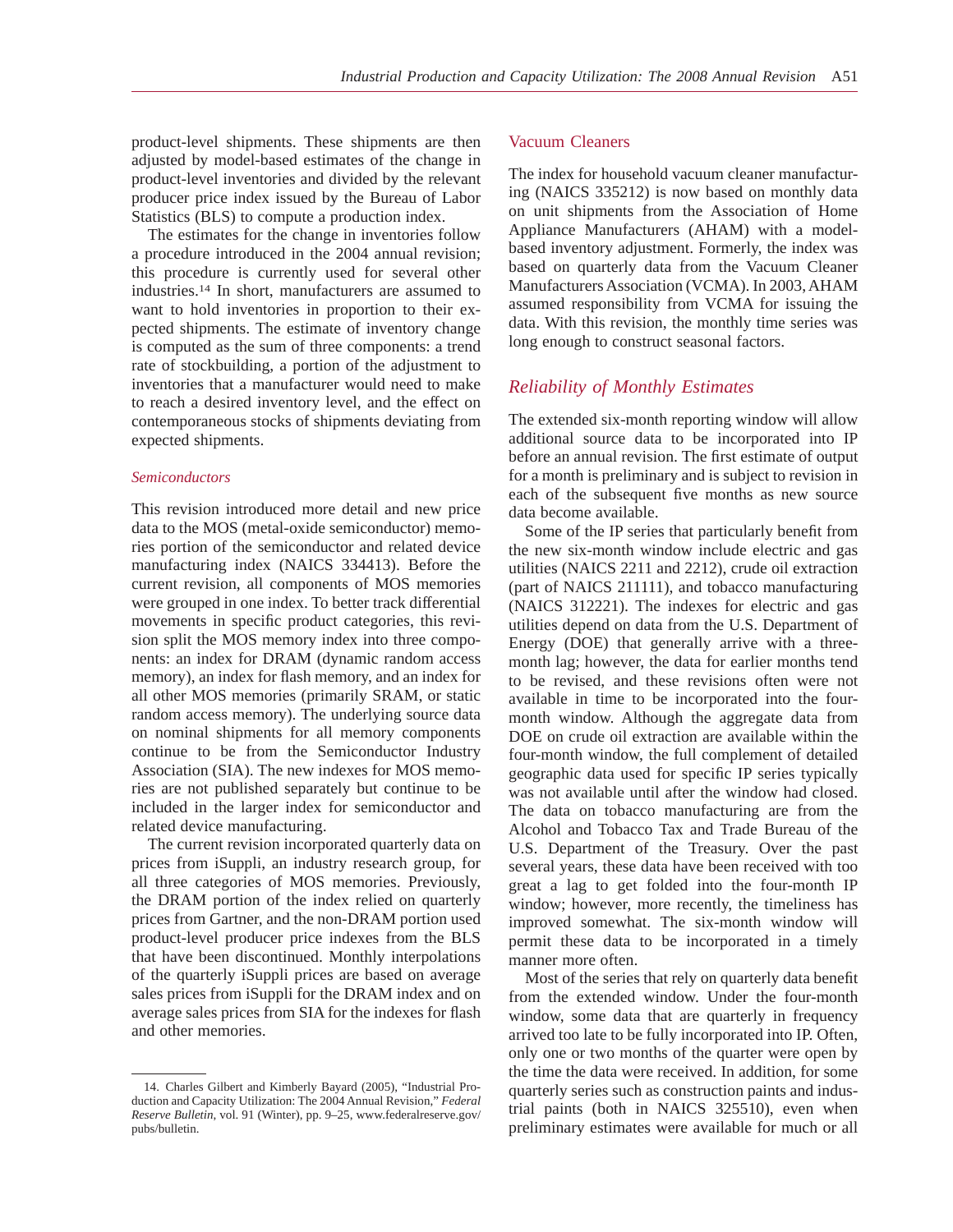product-level shipments. These shipments are then adjusted by model-based estimates of the change in product-level inventories and divided by the relevant producer price index issued by the Bureau of Labor Statistics (BLS) to compute a production index.

The estimates for the change in inventories follow a procedure introduced in the 2004 annual revision; this procedure is currently used for several other industries.[14] In short, manufacturers are assumed to want to hold inventories in proportion to their expected shipments. The estimate of inventory change is computed as the sum of three components: a trend rate of stockbuilding, a portion of the adjustment to inventories that a manufacturer would need to make to reach a desired inventory level, and the effect on contemporaneous stocks of shipments deviating from expected shipments.

### *Semiconductors*

This revision introduced more detail and new price data to the MOS (metal-oxide semiconductor) memories portion of the semiconductor and related device manufacturing index (NAICS 334413). Before the current revision, all components of MOS memories were grouped in one index. To better track differential movements in specific product categories, this revision split the MOS memory index into three components: an index for DRAM (dynamic random access memory), an index for flash memory, and an index for all other MOS memories (primarily SRAM, or static random access memory). The underlying source data on nominal shipments for all memory components continue to be from the Semiconductor Industry Association (SIA). The new indexes for MOS memories are not published separately but continue to be included in the larger index for semiconductor and related device manufacturing.

The current revision incorporated quarterly data on prices from iSuppli, an industry research group, for all three categories of MOS memories. Previously, the DRAM portion of the index relied on quarterly prices from Gartner, and the non-DRAM portion used product-level producer price indexes from the BLS that have been discontinued. Monthly interpolations of the quarterly iSuppli prices are based on average sales prices from iSuppli for the DRAM index and on average sales prices from SIA for the indexes for flash and other memories.

### Vacuum Cleaners

The index for household vacuum cleaner manufacturing (NAICS 335212) is now based on monthly data on unit shipments from the Association of Home Appliance Manufacturers (AHAM) with a model-based inventory adjustment. Formerly, the index was based on quarterly data from the Vacuum Cleaner Manufacturers Association (VCMA). In 2003, AHAM assumed responsibility from VCMA for issuing the data. With this revision, the monthly time series was long enough to construct seasonal factors.

## *Reliability of Monthly Estimates*

The extended six-month reporting window will allow additional source data to be incorporated into IP before an annual revision. The first estimate of output for a month is preliminary and is subject to revision in each of the subsequent five months as new source data become available.

Some of the IP series that particularly benefit from the new six-month window include electric and gas utilities (NAICS 2211 and 2212), crude oil extraction (part of NAICS 211111), and tobacco manufacturing (NAICS 312221). The indexes for electric and gas utilities depend on data from the U.S. Department of Energy (DOE) that generally arrive with a three-month lag; however, the data for earlier months tend to be revised, and these revisions often were not available in time to be incorporated into the four-month window. Although the aggregate data from DOE on crude oil extraction are available within the four-month window, the full complement of detailed geographic data used for specific IP series typically was not available until after the window had closed. The data on tobacco manufacturing are from the Alcohol and Tobacco Tax and Trade Bureau of the U.S. Department of the Treasury. Over the past several years, these data have been received with too great a lag to get folded into the four-month IP window; however, more recently, the timeliness has improved somewhat. The six-month window will permit these data to be incorporated in a timely manner more often.

Most of the series that rely on quarterly data benefit from the extended window. Under the four-month window, some data that are quarterly in frequency arrived too late to be fully incorporated into IP. Often, only one or two months of the quarter were open by the time the data were received. In addition, for some quarterly series such as construction paints and industrial paints (both in NAICS 325510), even when preliminary estimates were available for much or all

14. Charles Gilbert and Kimberly Bayard (2005), "Industrial Production and Capacity Utilization: The 2004 Annual Revision," *Federal Reserve Bulletin*, vol. 91 (Winter), pp. 9–25, www.federalreserve.gov/pubs/bulletin.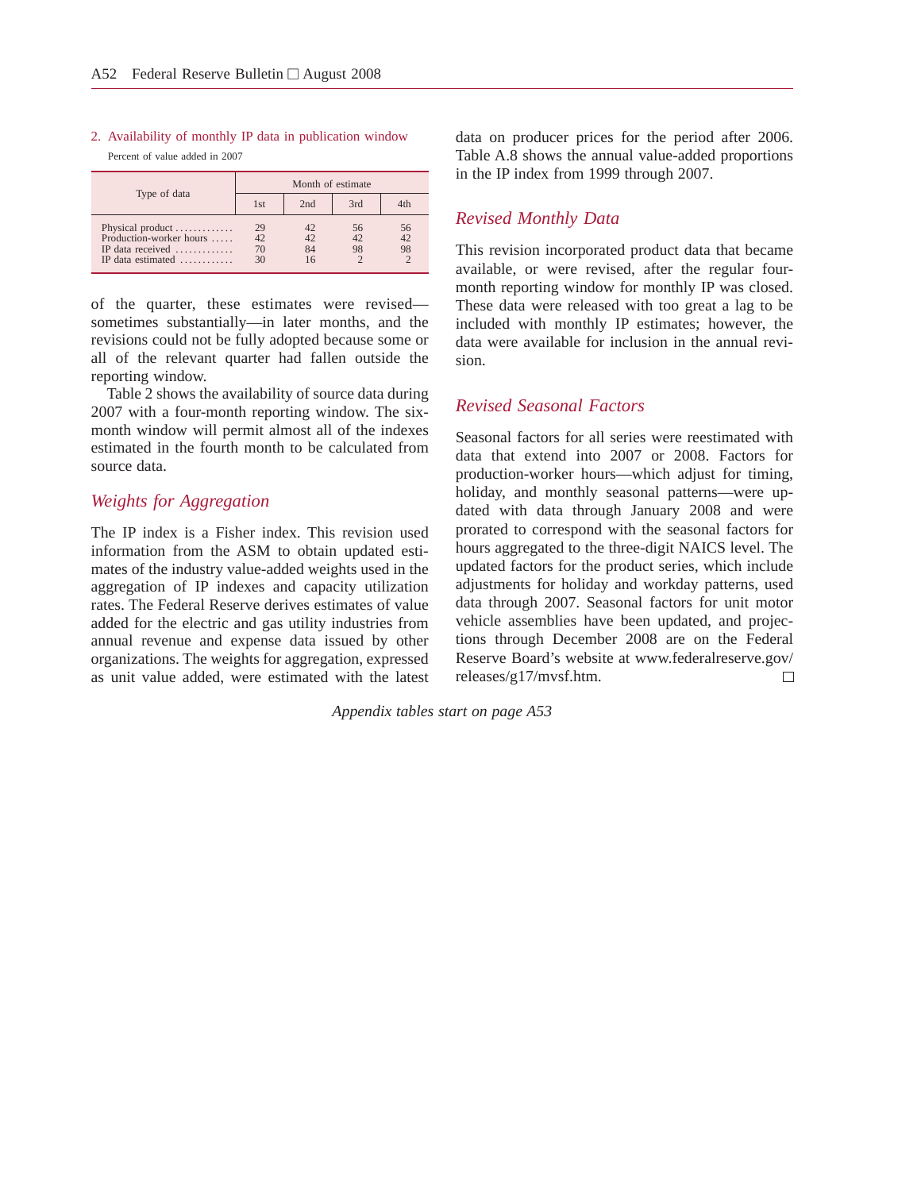2. Availability of monthly IP data in publication window

Percent of value added in 2007

| Type of data | Month of estimate | | | |
|---|---|---|---|---|
| | 1st | 2nd | 3rd | 4th |
| Physical product | 29 | 42 | 56 | 56 |
| Production-worker hours | 42 | 42 | 42 | 42 |
| IP data received | 70 | 84 | 98 | 98 |
| IP data estimated | 30 | 16 | 2 | 2 |

of the quarter, these estimates were revised—sometimes substantially—in later months, and the revisions could not be fully adopted because some or all of the relevant quarter had fallen outside the reporting window.

Table 2 shows the availability of source data during 2007 with a four-month reporting window. The six-month window will permit almost all of the indexes estimated in the fourth month to be calculated from source data.

## *Weights for Aggregation*

The IP index is a Fisher index. This revision used information from the ASM to obtain updated estimates of the industry value-added weights used in the aggregation of IP indexes and capacity utilization rates. The Federal Reserve derives estimates of value added for the electric and gas utility industries from annual revenue and expense data issued by other organizations. The weights for aggregation, expressed as unit value added, were estimated with the latest data on producer prices for the period after 2006. Table A.8 shows the annual value-added proportions in the IP index from 1999 through 2007.

## *Revised Monthly Data*

This revision incorporated product data that became available, or were revised, after the regular four-month reporting window for monthly IP was closed. These data were released with too great a lag to be included with monthly IP estimates; however, the data were available for inclusion in the annual revision.

## *Revised Seasonal Factors*

Seasonal factors for all series were reestimated with data that extend into 2007 or 2008. Factors for production-worker hours—which adjust for timing, holiday, and monthly seasonal patterns—were updated with data through January 2008 and were prorated to correspond with the seasonal factors for hours aggregated to the three-digit NAICS level. The updated factors for the product series, which include adjustments for holiday and workday patterns, used data through 2007. Seasonal factors for unit motor vehicle assemblies have been updated, and projections through December 2008 are on the Federal Reserve Board's website at www.federalreserve.gov/releases/g17/mvsf.htm. □

*Appendix tables start on page A53*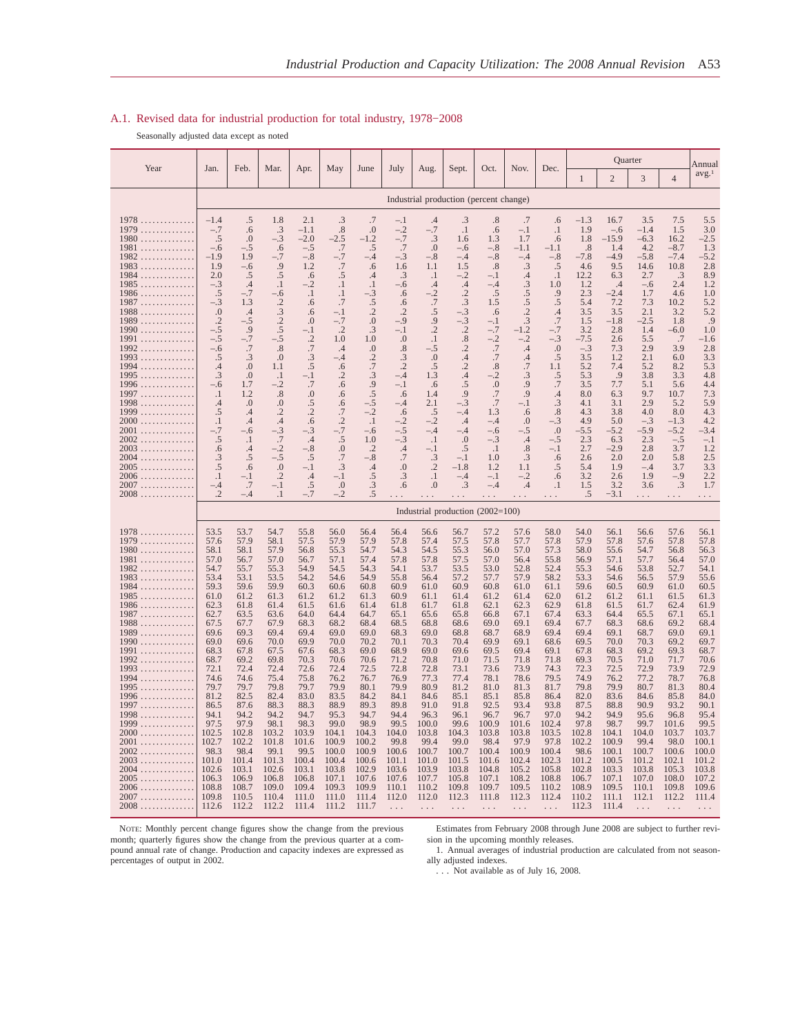## A.1. Revised data for industrial production for total industry, 1978–2008

Seasonally adjusted data except as noted

| Year | Jan. | Feb. | Mar. | Apr. | May | June | July | Aug. | Sept. | Oct. | Nov. | Dec. | Quarter 1 | Quarter 2 | Quarter 3 | Quarter 4 | Annual avg.[1] |
|---|---|---|---|---|---|---|---|---|---|---|---|---|---|---|---|---|---|
| | | | | | | | | | | | | | 1 | 2 | 3 | 4 | |
| **Industrial production (percent change)** | | | | | | | | | | | | | | | | | |
| 1978 | −1.4 | .5 | 1.8 | 2.1 | .3 | .7 | −.1 | .4 | .3 | .8 | .7 | .6 | −1.3 | 16.7 | 3.5 | 7.5 | 5.5 |
| 1979 | −.7 | .6 | .3 | −1.1 | .8 | .0 | −.2 | −.7 | .1 | .6 | −.1 | .1 | 1.9 | −.6 | −1.4 | 1.5 | 3.0 |
| 1980 | .5 | .0 | −.3 | −2.0 | −2.5 | −1.2 | −.7 | .3 | 1.6 | 1.3 | 1.7 | .6 | 1.8 | −15.9 | −6.3 | 16.2 | −2.5 |
| 1981 | −.6 | −.5 | .6 | −.5 | .7 | .5 | .7 | .0 | −.6 | −.8 | −1.1 | −1.1 | .8 | 1.4 | 4.2 | −8.7 | 1.3 |
| 1982 | −1.9 | 1.9 | −.7 | −.8 | −.7 | −.4 | −.3 | −.8 | −.4 | −.8 | −.4 | −.8 | −7.8 | −4.9 | −5.8 | −7.4 | −5.2 |
| 1983 | 1.9 | −.6 | .9 | 1.2 | .7 | .6 | 1.6 | 1.1 | 1.5 | .8 | .3 | .5 | 4.6 | 9.5 | 14.6 | 10.8 | 2.8 |
| 1984 | 2.0 | .5 | .5 | .6 | .5 | .4 | .3 | .1 | −.2 | −.1 | .4 | .1 | 12.2 | 6.3 | 2.7 | .3 | 8.9 |
| 1985 | −.3 | .4 | .1 | −.2 | .1 | .1 | −.6 | .4 | .4 | −.4 | .3 | 1.0 | 1.2 | .4 | −.6 | 2.4 | 1.2 |
| 1986 | .5 | −.7 | −.6 | .1 | .1 | −.3 | .6 | −.2 | .2 | .5 | .5 | .9 | 2.3 | −2.4 | 1.7 | 4.6 | 1.0 |
| 1987 | −.3 | 1.3 | .2 | .6 | .7 | .5 | .6 | .7 | .3 | 1.5 | .5 | .5 | 5.4 | 7.2 | 7.3 | 10.2 | 5.2 |
| 1988 | .0 | .4 | .3 | .6 | −.1 | .2 | .2 | .5 | −.3 | .6 | .2 | .4 | 3.5 | 3.5 | 2.1 | 3.2 | 5.2 |
| 1989 | .2 | −.5 | .2 | .0 | −.7 | .0 | −.9 | .9 | −.3 | −.1 | .3 | .7 | 1.5 | −1.8 | −2.5 | 1.8 | .9 |
| 1990 | −.5 | .9 | .5 | −.1 | .2 | .3 | −.1 | .2 | .2 | −.7 | −1.2 | −.7 | 3.2 | 2.8 | 1.4 | −6.0 | 1.0 |
| 1991 | −.5 | −.7 | −.5 | .2 | 1.0 | 1.0 | .0 | .1 | .8 | −.2 | −.2 | −.3 | −7.5 | 2.6 | 5.5 | .7 | −1.6 |
| 1992 | −.6 | .7 | .8 | .7 | .4 | .0 | .8 | −.5 | .2 | .7 | .4 | .0 | −.3 | 7.3 | 2.9 | 3.9 | 2.8 |
| 1993 | .5 | .3 | .0 | .3 | −.4 | .2 | .3 | .0 | .4 | .7 | .4 | .5 | 3.5 | 1.2 | 2.1 | 6.0 | 3.3 |
| 1994 | .4 | .0 | 1.1 | .5 | .6 | .7 | .2 | .5 | .2 | .8 | .7 | 1.1 | 5.2 | 7.4 | 5.2 | 8.2 | 5.3 |
| 1995 | .3 | .0 | .1 | −.1 | .2 | .3 | −.4 | 1.3 | .4 | −.2 | .3 | .5 | 5.3 | .9 | 3.8 | 3.3 | 4.8 |
| 1996 | −.6 | 1.7 | −.2 | .7 | .6 | .9 | −.1 | .6 | .5 | .0 | .9 | .7 | 3.5 | 7.7 | 5.1 | 5.6 | 4.4 |
| 1997 | .1 | 1.2 | .8 | .0 | .6 | .5 | .6 | 1.4 | .9 | .7 | .9 | .4 | 8.0 | 6.3 | 9.7 | 10.7 | 7.3 |
| 1998 | .4 | .0 | .0 | .5 | .6 | −.5 | −.4 | 2.1 | −.3 | .7 | −.1 | .3 | 4.1 | 3.1 | 2.9 | 5.2 | 5.9 |
| 1999 | .5 | .4 | .2 | .2 | .7 | −.2 | .6 | .5 | −.4 | 1.3 | .6 | .8 | 4.3 | 3.8 | 4.0 | 8.0 | 4.3 |
| 2000 | .1 | .4 | .4 | .6 | .2 | .1 | −.2 | −.2 | .4 | −.4 | .0 | −.3 | 4.9 | 5.0 | −.3 | −1.3 | 4.2 |
| 2001 | −.7 | −.6 | −.3 | −.3 | −.7 | −.6 | −.5 | −.4 | −.4 | −.6 | −.5 | .0 | −5.5 | −5.2 | −5.9 | −5.2 | −3.4 |
| 2002 | .5 | .1 | .7 | .4 | .5 | 1.0 | −.3 | .1 | .0 | −.3 | .4 | −.5 | 2.3 | 6.3 | 2.3 | −.5 | −.1 |
| 2003 | .6 | .4 | −.2 | −.8 | .0 | .2 | .4 | −.1 | .5 | .1 | .8 | −.1 | 2.7 | −2.9 | 2.8 | 3.7 | 1.2 |
| 2004 | .3 | .5 | −.5 | .5 | .7 | −.8 | .7 | .3 | −.1 | 1.0 | .3 | .6 | 2.6 | 2.0 | 2.0 | 5.8 | 2.5 |
| 2005 | .5 | .6 | .0 | −.1 | .3 | .4 | .0 | .2 | −1.8 | 1.2 | 1.1 | .5 | 5.4 | 1.9 | −.4 | 3.7 | 3.3 |
| 2006 | .1 | −.1 | .2 | .4 | −.1 | .5 | .3 | .1 | −.4 | −.1 | −.2 | .6 | 3.2 | 2.6 | 1.9 | −.9 | 2.2 |
| 2007 | −.4 | .7 | −.1 | .5 | .0 | .3 | .6 | .0 | .3 | −.4 | .4 | .1 | 1.5 | 3.2 | 3.6 | .3 | 1.7 |
| 2008 | .2 | −.4 | .1 | −.7 | −.2 | .5 | . . . | . . . | . . . | . . . | . . . | . . . | .5 | −3.1 | . . . | . . . | . . . |
| **Industrial production (2002=100)** | | | | | | | | | | | | | | | | | |
| 1978 | 53.5 | 53.7 | 54.7 | 55.8 | 56.0 | 56.4 | 56.4 | 56.6 | 56.7 | 57.2 | 57.6 | 58.0 | 54.0 | 56.1 | 56.6 | 57.6 | 56.1 |
| 1979 | 57.6 | 57.9 | 58.1 | 57.5 | 57.9 | 57.9 | 57.8 | 57.4 | 57.5 | 57.8 | 57.7 | 57.8 | 57.9 | 57.8 | 57.6 | 57.8 | 57.8 |
| 1980 | 58.1 | 58.1 | 57.9 | 56.8 | 55.3 | 54.7 | 54.3 | 54.5 | 55.3 | 56.0 | 57.0 | 57.3 | 58.0 | 55.6 | 54.7 | 56.8 | 56.3 |
| 1981 | 57.0 | 56.7 | 57.0 | 56.7 | 57.1 | 57.4 | 57.8 | 57.8 | 57.5 | 57.0 | 56.4 | 55.8 | 56.9 | 57.1 | 57.7 | 56.4 | 57.0 |
| 1982 | 54.7 | 55.7 | 55.3 | 54.9 | 54.5 | 54.3 | 54.1 | 53.7 | 53.5 | 53.0 | 52.8 | 52.4 | 55.3 | 54.6 | 53.8 | 52.7 | 54.1 |
| 1983 | 53.4 | 53.1 | 53.5 | 54.2 | 54.6 | 54.9 | 55.8 | 56.4 | 57.2 | 57.7 | 57.9 | 58.2 | 53.3 | 54.6 | 56.5 | 57.9 | 55.6 |
| 1984 | 59.3 | 59.6 | 59.9 | 60.3 | 60.6 | 60.8 | 60.9 | 61.0 | 60.9 | 60.8 | 61.0 | 61.1 | 59.6 | 60.5 | 60.9 | 61.0 | 60.5 |
| 1985 | 61.0 | 61.2 | 61.3 | 61.2 | 61.2 | 61.3 | 60.9 | 61.1 | 61.4 | 61.2 | 61.4 | 62.0 | 61.2 | 61.2 | 61.1 | 61.5 | 61.3 |
| 1986 | 62.3 | 61.8 | 61.4 | 61.5 | 61.6 | 61.4 | 61.8 | 61.7 | 61.8 | 62.1 | 62.3 | 62.9 | 61.8 | 61.5 | 61.7 | 62.4 | 61.9 |
| 1987 | 62.7 | 63.5 | 63.6 | 64.0 | 64.4 | 64.7 | 65.1 | 65.6 | 65.8 | 66.8 | 67.1 | 67.4 | 63.3 | 64.4 | 65.5 | 67.1 | 65.1 |
| 1988 | 67.5 | 67.7 | 67.9 | 68.3 | 68.2 | 68.4 | 68.5 | 68.8 | 68.6 | 69.0 | 69.1 | 69.4 | 67.7 | 68.3 | 68.6 | 69.2 | 68.4 |
| 1989 | 69.6 | 69.3 | 69.4 | 69.4 | 69.0 | 69.0 | 68.3 | 69.0 | 68.8 | 68.7 | 68.9 | 69.4 | 69.4 | 69.1 | 68.7 | 69.0 | 69.1 |
| 1990 | 69.0 | 69.6 | 70.0 | 69.9 | 70.0 | 70.2 | 70.1 | 70.3 | 70.4 | 69.9 | 69.1 | 68.6 | 69.5 | 70.0 | 70.3 | 69.2 | 69.7 |
| 1991 | 68.3 | 67.8 | 67.5 | 67.6 | 68.3 | 69.0 | 68.9 | 69.0 | 69.6 | 69.5 | 69.4 | 69.1 | 67.8 | 68.3 | 69.2 | 69.3 | 68.7 |
| 1992 | 68.7 | 69.2 | 69.8 | 70.3 | 70.6 | 70.6 | 71.2 | 70.8 | 71.0 | 71.5 | 71.8 | 71.8 | 69.3 | 70.5 | 71.0 | 71.7 | 70.6 |
| 1993 | 72.1 | 72.4 | 72.4 | 72.6 | 72.4 | 72.5 | 72.8 | 72.8 | 73.1 | 73.6 | 73.9 | 74.3 | 72.3 | 72.5 | 72.9 | 73.9 | 72.9 |
| 1994 | 74.6 | 74.6 | 75.4 | 75.8 | 76.2 | 76.7 | 76.9 | 77.3 | 77.4 | 78.1 | 78.6 | 79.5 | 74.9 | 76.2 | 77.2 | 78.7 | 76.8 |
| 1995 | 79.7 | 79.7 | 79.8 | 79.7 | 79.9 | 80.1 | 79.9 | 80.9 | 81.2 | 81.0 | 81.3 | 81.7 | 79.8 | 79.9 | 80.7 | 81.3 | 80.4 |
| 1996 | 81.2 | 82.5 | 82.4 | 83.0 | 83.5 | 84.2 | 84.1 | 84.6 | 85.1 | 85.1 | 85.8 | 86.4 | 82.0 | 83.6 | 84.6 | 85.8 | 84.0 |
| 1997 | 86.5 | 87.6 | 88.3 | 88.3 | 88.9 | 89.3 | 89.8 | 91.0 | 91.8 | 92.5 | 93.4 | 93.8 | 87.5 | 88.8 | 90.9 | 93.2 | 90.1 |
| 1998 | 94.1 | 94.2 | 94.2 | 94.7 | 95.3 | 94.7 | 94.4 | 96.3 | 96.1 | 96.7 | 96.7 | 97.0 | 94.2 | 94.9 | 95.6 | 96.8 | 95.4 |
| 1999 | 97.5 | 97.9 | 98.1 | 98.3 | 99.0 | 98.9 | 99.5 | 100.0 | 99.6 | 100.9 | 101.6 | 102.4 | 97.8 | 98.7 | 99.7 | 101.6 | 99.5 |
| 2000 | 102.5 | 102.8 | 103.2 | 103.9 | 104.1 | 104.3 | 104.0 | 103.8 | 104.3 | 103.8 | 103.8 | 103.5 | 102.8 | 104.1 | 104.0 | 103.7 | 103.7 |
| 2001 | 102.7 | 102.2 | 101.8 | 101.6 | 100.9 | 100.2 | 99.8 | 99.4 | 99.0 | 98.4 | 97.9 | 97.8 | 102.2 | 100.9 | 99.4 | 98.0 | 100.1 |
| 2002 | 98.3 | 98.4 | 99.1 | 99.5 | 100.0 | 100.9 | 100.6 | 100.7 | 100.7 | 100.4 | 100.9 | 100.4 | 98.6 | 100.1 | 100.7 | 100.6 | 100.0 |
| 2003 | 101.0 | 101.4 | 101.3 | 100.4 | 100.4 | 100.6 | 101.1 | 101.0 | 101.5 | 101.6 | 102.4 | 102.3 | 101.2 | 100.5 | 101.2 | 102.1 | 101.2 |
| 2004 | 102.6 | 103.1 | 102.6 | 103.1 | 103.8 | 102.9 | 103.6 | 103.9 | 103.8 | 104.8 | 105.2 | 105.8 | 102.8 | 103.3 | 103.8 | 105.3 | 103.8 |
| 2005 | 106.3 | 106.9 | 106.8 | 106.8 | 107.1 | 107.6 | 107.6 | 107.7 | 105.8 | 107.1 | 108.2 | 108.8 | 106.7 | 107.1 | 107.0 | 108.0 | 107.2 |
| 2006 | 108.8 | 108.7 | 109.0 | 109.4 | 109.3 | 109.9 | 110.1 | 110.2 | 109.8 | 109.7 | 109.5 | 110.2 | 108.9 | 109.5 | 110.1 | 109.8 | 109.6 |
| 2007 | 109.8 | 110.5 | 110.4 | 111.0 | 111.0 | 111.4 | 112.0 | 112.0 | 112.3 | 111.8 | 112.3 | 112.4 | 110.2 | 111.1 | 112.1 | 112.2 | 111.4 |
| 2008 | 112.6 | 112.2 | 112.2 | 111.4 | 111.2 | 111.7 | . . . | . . . | . . . | . . . | . . . | . . . | 112.3 | 111.4 | . . . | . . . | . . . |

NOTE: Monthly percent change figures show the change from the previous month; quarterly figures show the change from the previous quarter at a compound annual rate of change. Production and capacity indexes are expressed as percentages of output in 2002.

Estimates from February 2008 through June 2008 are subject to further revision in the upcoming monthly releases.

1. Annual averages of industrial production are calculated from not seasonally adjusted indexes.

. . . Not available as of July 16, 2008.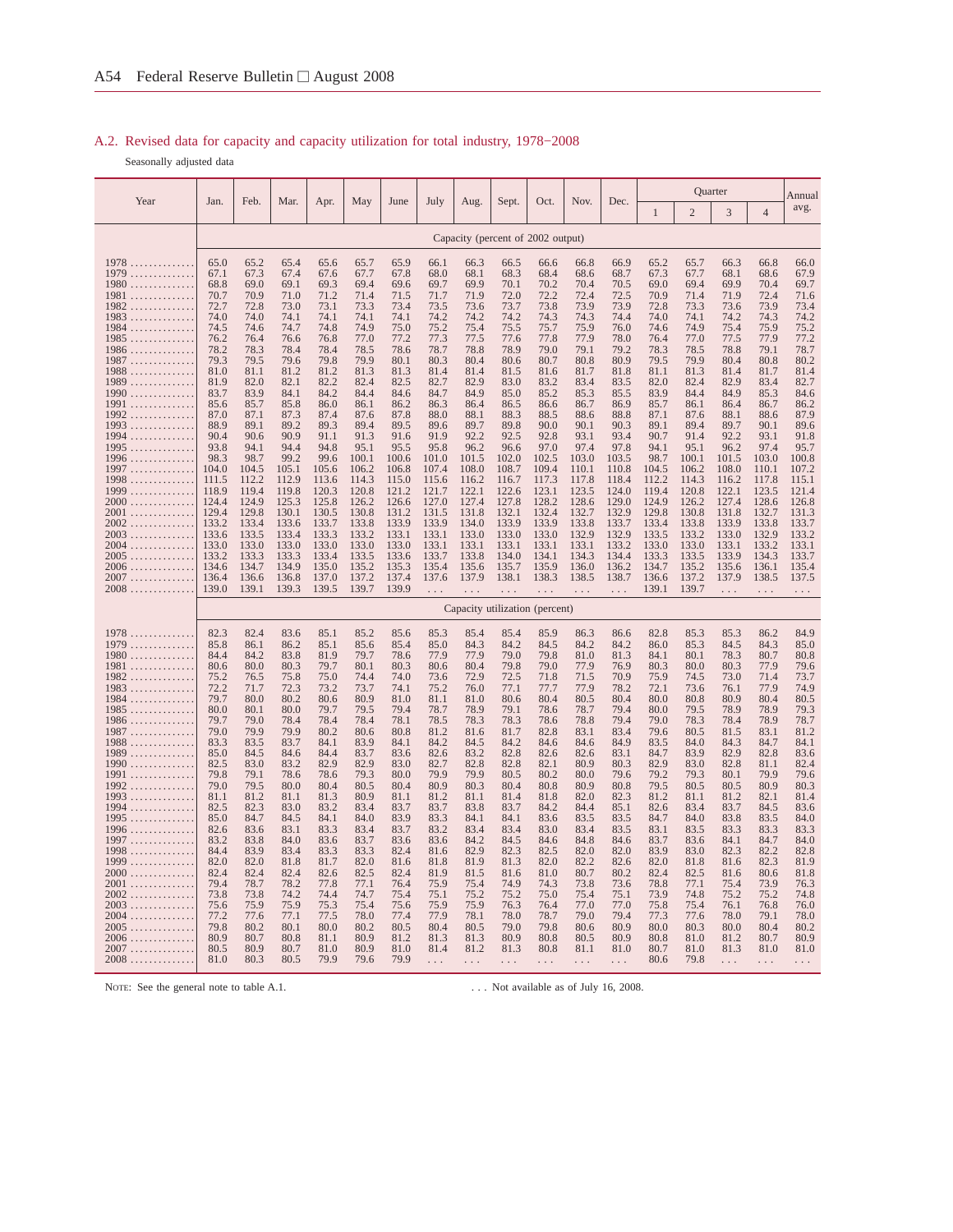## A.2. Revised data for capacity and capacity utilization for total industry, 1978–2008

Seasonally adjusted data

| Year | Jan. | Feb. | Mar. | Apr. | May | June | July | Aug. | Sept. | Oct. | Nov. | Dec. | Quarter 1 | Quarter 2 | Quarter 3 | Quarter 4 | Annual avg. |
|---|---|---|---|---|---|---|---|---|---|---|---|---|---|---|---|---|---|
| | Capacity (percent of 2002 output) | | | | | | | | | | | | | | | | |
| 1978 | 65.0 | 65.2 | 65.4 | 65.6 | 65.7 | 65.9 | 66.1 | 66.3 | 66.5 | 66.6 | 66.8 | 66.9 | 65.2 | 65.7 | 66.3 | 66.8 | 66.0 |
| 1979 | 67.1 | 67.3 | 67.4 | 67.6 | 67.7 | 67.8 | 68.0 | 68.1 | 68.3 | 68.4 | 68.6 | 68.7 | 67.3 | 67.7 | 68.1 | 68.6 | 67.9 |
| 1980 | 68.8 | 69.0 | 69.1 | 69.3 | 69.4 | 69.6 | 69.7 | 69.9 | 70.1 | 70.2 | 70.4 | 70.5 | 69.0 | 69.4 | 69.9 | 70.4 | 69.7 |
| 1981 | 70.7 | 70.9 | 71.0 | 71.2 | 71.4 | 71.5 | 71.7 | 71.9 | 72.0 | 72.2 | 72.4 | 72.5 | 70.9 | 71.4 | 71.9 | 72.4 | 71.6 |
| 1982 | 72.7 | 72.8 | 73.0 | 73.1 | 73.3 | 73.4 | 73.5 | 73.6 | 73.7 | 73.8 | 73.9 | 73.9 | 72.8 | 73.3 | 73.6 | 73.9 | 73.4 |
| 1983 | 74.0 | 74.0 | 74.1 | 74.1 | 74.1 | 74.1 | 74.2 | 74.2 | 74.2 | 74.3 | 74.3 | 74.4 | 74.0 | 74.1 | 74.2 | 74.3 | 74.2 |
| 1984 | 74.5 | 74.6 | 74.7 | 74.8 | 74.9 | 75.0 | 75.2 | 75.4 | 75.5 | 75.7 | 75.9 | 76.0 | 74.6 | 74.9 | 75.4 | 75.9 | 75.2 |
| 1985 | 76.2 | 76.4 | 76.6 | 76.8 | 77.0 | 77.2 | 77.3 | 77.5 | 77.6 | 77.8 | 77.9 | 78.0 | 76.4 | 77.0 | 77.5 | 77.9 | 77.2 |
| 1986 | 78.2 | 78.3 | 78.4 | 78.4 | 78.5 | 78.6 | 78.7 | 78.8 | 78.9 | 79.0 | 79.1 | 79.2 | 78.3 | 78.5 | 78.8 | 79.1 | 78.7 |
| 1987 | 79.3 | 79.5 | 79.6 | 79.8 | 79.9 | 80.1 | 80.3 | 80.4 | 80.6 | 80.7 | 80.8 | 80.9 | 79.5 | 79.9 | 80.4 | 80.8 | 80.2 |
| 1988 | 81.0 | 81.1 | 81.2 | 81.2 | 81.3 | 81.3 | 81.4 | 81.4 | 81.5 | 81.6 | 81.7 | 81.8 | 81.1 | 81.3 | 81.4 | 81.7 | 81.4 |
| 1989 | 81.9 | 82.0 | 82.1 | 82.2 | 82.4 | 82.5 | 82.7 | 82.9 | 83.0 | 83.2 | 83.4 | 83.5 | 82.0 | 82.4 | 82.9 | 83.4 | 82.7 |
| 1990 | 83.7 | 83.9 | 84.1 | 84.2 | 84.4 | 84.6 | 84.7 | 84.9 | 85.0 | 85.2 | 85.3 | 85.5 | 83.9 | 84.4 | 84.9 | 85.3 | 84.6 |
| 1991 | 85.6 | 85.7 | 85.8 | 86.0 | 86.1 | 86.2 | 86.3 | 86.4 | 86.5 | 86.6 | 86.7 | 86.9 | 85.7 | 86.1 | 86.4 | 86.7 | 86.2 |
| 1992 | 87.0 | 87.1 | 87.3 | 87.4 | 87.6 | 87.8 | 88.0 | 88.1 | 88.3 | 88.5 | 88.6 | 88.8 | 87.1 | 87.6 | 88.1 | 88.6 | 87.9 |
| 1993 | 88.9 | 89.1 | 89.2 | 89.3 | 89.4 | 89.5 | 89.6 | 89.7 | 89.8 | 90.0 | 90.1 | 90.3 | 89.1 | 89.4 | 89.7 | 90.1 | 89.6 |
| 1994 | 90.4 | 90.6 | 90.9 | 91.1 | 91.3 | 91.6 | 91.9 | 92.2 | 92.5 | 92.8 | 93.1 | 93.4 | 90.7 | 91.4 | 92.2 | 93.1 | 91.8 |
| 1995 | 93.8 | 94.1 | 94.4 | 94.8 | 95.1 | 95.5 | 95.8 | 96.2 | 96.6 | 97.0 | 97.4 | 97.8 | 94.1 | 95.1 | 96.2 | 97.4 | 95.7 |
| 1996 | 98.3 | 98.7 | 99.2 | 99.6 | 100.1 | 100.6 | 101.0 | 101.5 | 102.0 | 102.5 | 103.0 | 103.5 | 98.7 | 100.1 | 101.5 | 103.0 | 100.8 |
| 1997 | 104.0 | 104.5 | 105.1 | 105.6 | 106.2 | 106.8 | 107.4 | 108.0 | 108.7 | 109.4 | 110.1 | 110.8 | 104.5 | 106.2 | 108.0 | 110.1 | 107.2 |
| 1998 | 111.5 | 112.2 | 112.9 | 113.6 | 114.3 | 115.0 | 115.6 | 116.2 | 116.7 | 117.3 | 117.8 | 118.4 | 112.2 | 114.3 | 116.2 | 117.8 | 115.1 |
| 1999 | 118.9 | 119.4 | 119.8 | 120.3 | 120.8 | 121.2 | 121.7 | 122.1 | 122.6 | 123.1 | 123.5 | 124.0 | 119.4 | 120.8 | 122.1 | 123.5 | 121.4 |
| 2000 | 124.4 | 124.9 | 125.3 | 125.8 | 126.2 | 126.6 | 127.0 | 127.4 | 127.8 | 128.2 | 128.6 | 129.0 | 124.9 | 126.2 | 127.4 | 128.6 | 126.8 |
| 2001 | 129.4 | 129.8 | 130.1 | 130.5 | 130.8 | 131.2 | 131.5 | 131.8 | 132.1 | 132.4 | 132.7 | 132.9 | 129.8 | 130.8 | 131.8 | 132.7 | 131.3 |
| 2002 | 133.2 | 133.4 | 133.6 | 133.7 | 133.8 | 133.9 | 133.9 | 134.0 | 133.9 | 133.9 | 133.8 | 133.7 | 133.4 | 133.8 | 133.9 | 133.8 | 133.7 |
| 2003 | 133.6 | 133.5 | 133.4 | 133.3 | 133.2 | 133.1 | 133.1 | 133.0 | 133.0 | 133.0 | 132.9 | 132.9 | 133.5 | 133.2 | 133.0 | 132.9 | 133.2 |
| 2004 | 133.0 | 133.0 | 133.0 | 133.0 | 133.0 | 133.0 | 133.1 | 133.1 | 133.1 | 133.1 | 133.1 | 133.2 | 133.0 | 133.0 | 133.1 | 133.2 | 133.1 |
| 2005 | 133.2 | 133.3 | 133.4 | 133.5 | 133.5 | 133.6 | 133.7 | 133.8 | 134.0 | 134.1 | 134.3 | 134.4 | 133.3 | 133.5 | 133.9 | 134.3 | 133.7 |
| 2006 | 134.6 | 134.7 | 134.9 | 135.0 | 135.2 | 135.3 | 135.4 | 135.6 | 135.7 | 135.9 | 136.0 | 136.2 | 134.7 | 135.2 | 135.6 | 136.1 | 135.4 |
| 2007 | 136.4 | 136.6 | 136.8 | 137.0 | 137.2 | 137.4 | 137.6 | 137.9 | 138.1 | 138.3 | 138.5 | 138.7 | 136.6 | 137.2 | 137.9 | 138.5 | 137.5 |
| 2008 | 139.0 | 139.1 | 139.3 | 139.5 | 139.7 | 139.9 | ... | ... | ... | ... | ... | ... | 139.1 | 139.7 | ... | ... | ... |
| | Capacity utilization (percent) | | | | | | | | | | | | | | | | |
| 1978 | 82.3 | 82.4 | 83.6 | 85.1 | 85.2 | 85.6 | 85.3 | 85.4 | 85.4 | 85.9 | 86.3 | 86.6 | 82.8 | 85.3 | 85.3 | 86.2 | 84.9 |
| 1979 | 85.8 | 86.1 | 86.2 | 85.1 | 85.6 | 85.4 | 85.0 | 84.3 | 84.2 | 84.5 | 84.2 | 84.2 | 86.0 | 85.3 | 84.5 | 84.3 | 85.0 |
| 1980 | 84.4 | 84.2 | 83.8 | 81.9 | 79.7 | 78.6 | 77.9 | 77.9 | 79.0 | 79.8 | 81.0 | 81.3 | 84.1 | 80.1 | 78.3 | 80.7 | 80.8 |
| 1981 | 80.6 | 80.0 | 80.3 | 79.7 | 80.1 | 80.3 | 80.6 | 80.4 | 79.8 | 79.0 | 77.9 | 76.9 | 80.3 | 80.0 | 80.3 | 77.9 | 79.6 |
| 1982 | 75.2 | 76.5 | 75.8 | 75.0 | 74.4 | 74.0 | 73.6 | 72.9 | 72.5 | 71.8 | 71.5 | 70.9 | 75.9 | 74.5 | 73.0 | 71.4 | 73.7 |
| 1983 | 72.2 | 71.7 | 72.3 | 73.2 | 73.7 | 74.1 | 75.2 | 76.0 | 77.1 | 77.7 | 77.9 | 78.2 | 72.1 | 73.6 | 76.1 | 77.9 | 74.9 |
| 1984 | 79.7 | 80.0 | 80.2 | 80.6 | 80.9 | 81.0 | 81.1 | 81.0 | 80.6 | 80.4 | 80.5 | 80.4 | 80.0 | 80.8 | 80.9 | 80.4 | 80.5 |
| 1985 | 80.0 | 80.1 | 80.0 | 79.7 | 79.5 | 79.4 | 78.7 | 78.9 | 79.1 | 78.6 | 78.7 | 79.4 | 80.0 | 79.5 | 78.9 | 78.9 | 79.3 |
| 1986 | 79.7 | 79.0 | 78.4 | 78.4 | 78.4 | 78.1 | 78.5 | 78.3 | 78.3 | 78.6 | 78.8 | 79.4 | 79.0 | 78.3 | 78.4 | 78.9 | 78.7 |
| 1987 | 79.0 | 79.9 | 79.9 | 80.2 | 80.6 | 80.8 | 81.2 | 81.6 | 81.7 | 82.8 | 83.1 | 83.4 | 79.6 | 80.5 | 81.5 | 83.1 | 81.2 |
| 1988 | 83.3 | 83.5 | 83.7 | 84.1 | 83.9 | 84.1 | 84.2 | 84.5 | 84.2 | 84.6 | 84.6 | 84.9 | 83.5 | 84.0 | 84.3 | 84.7 | 84.1 |
| 1989 | 85.0 | 84.5 | 84.6 | 84.4 | 83.7 | 83.6 | 82.6 | 83.2 | 82.8 | 82.6 | 82.6 | 83.1 | 84.7 | 83.9 | 82.9 | 82.8 | 83.6 |
| 1990 | 82.5 | 83.0 | 83.2 | 82.9 | 82.9 | 83.0 | 82.7 | 82.8 | 82.8 | 82.1 | 80.9 | 80.3 | 82.9 | 83.0 | 82.8 | 81.1 | 82.4 |
| 1991 | 79.8 | 79.1 | 78.6 | 78.6 | 79.3 | 80.0 | 79.9 | 79.9 | 80.5 | 80.2 | 80.0 | 79.6 | 79.2 | 79.3 | 80.1 | 79.9 | 79.6 |
| 1992 | 79.0 | 79.5 | 80.0 | 80.4 | 80.5 | 80.4 | 80.9 | 80.3 | 80.4 | 80.8 | 80.9 | 80.8 | 79.5 | 80.5 | 80.5 | 80.9 | 80.3 |
| 1993 | 81.1 | 81.2 | 81.1 | 81.3 | 80.9 | 81.1 | 81.2 | 81.1 | 81.4 | 81.8 | 82.0 | 82.3 | 81.2 | 81.1 | 81.2 | 82.1 | 81.4 |
| 1994 | 82.5 | 82.3 | 83.0 | 83.2 | 83.4 | 83.7 | 83.7 | 83.8 | 83.7 | 84.2 | 84.4 | 85.1 | 82.6 | 83.4 | 83.7 | 84.5 | 83.6 |
| 1995 | 85.0 | 84.7 | 84.5 | 84.1 | 84.0 | 83.9 | 83.3 | 84.1 | 84.1 | 83.6 | 83.5 | 83.5 | 84.7 | 84.0 | 83.8 | 83.5 | 84.0 |
| 1996 | 82.6 | 83.6 | 83.1 | 83.3 | 83.4 | 83.7 | 83.2 | 83.4 | 83.4 | 83.0 | 83.4 | 83.5 | 83.1 | 83.5 | 83.3 | 83.3 | 83.3 |
| 1997 | 83.2 | 83.8 | 84.0 | 83.6 | 83.7 | 83.6 | 83.6 | 84.2 | 84.5 | 84.6 | 84.8 | 84.6 | 83.7 | 83.6 | 84.1 | 84.7 | 84.0 |
| 1998 | 84.4 | 83.9 | 83.4 | 83.3 | 83.3 | 82.4 | 81.6 | 82.9 | 82.3 | 82.5 | 82.0 | 82.0 | 83.9 | 83.0 | 82.3 | 82.2 | 82.8 |
| 1999 | 82.0 | 82.0 | 81.8 | 81.7 | 82.0 | 81.6 | 81.8 | 81.9 | 81.3 | 82.0 | 82.2 | 82.6 | 82.0 | 81.8 | 81.6 | 82.3 | 81.9 |
| 2000 | 82.4 | 82.4 | 82.4 | 82.6 | 82.5 | 82.4 | 81.9 | 81.5 | 81.6 | 81.0 | 80.7 | 80.2 | 82.4 | 82.5 | 81.6 | 80.6 | 81.8 |
| 2001 | 79.4 | 78.7 | 78.2 | 77.8 | 77.1 | 76.4 | 75.9 | 75.4 | 74.9 | 74.3 | 73.8 | 73.6 | 78.8 | 77.1 | 75.4 | 73.9 | 76.3 |
| 2002 | 73.8 | 73.8 | 74.2 | 74.4 | 74.7 | 75.4 | 75.1 | 75.2 | 75.2 | 75.0 | 75.4 | 75.1 | 73.9 | 74.8 | 75.2 | 75.2 | 74.8 |
| 2003 | 75.6 | 75.9 | 75.9 | 75.3 | 75.4 | 75.6 | 75.9 | 75.9 | 76.3 | 76.4 | 77.0 | 77.0 | 75.8 | 75.4 | 76.1 | 76.8 | 76.0 |
| 2004 | 77.2 | 77.6 | 77.1 | 77.5 | 78.0 | 77.4 | 77.9 | 78.1 | 78.0 | 78.7 | 79.0 | 79.4 | 77.3 | 77.6 | 78.0 | 79.1 | 78.0 |
| 2005 | 79.8 | 80.2 | 80.1 | 80.0 | 80.2 | 80.5 | 80.4 | 80.5 | 79.0 | 79.8 | 80.6 | 80.9 | 80.0 | 80.3 | 80.0 | 80.4 | 80.2 |
| 2006 | 80.9 | 80.7 | 80.8 | 81.1 | 80.9 | 81.2 | 81.3 | 81.3 | 80.9 | 80.8 | 80.5 | 80.9 | 80.8 | 81.0 | 81.2 | 80.7 | 80.9 |
| 2007 | 80.5 | 80.9 | 80.7 | 81.0 | 80.9 | 81.0 | 81.4 | 81.2 | 81.3 | 80.8 | 81.1 | 81.0 | 80.7 | 81.0 | 81.3 | 81.0 | 81.0 |
| 2008 | 81.0 | 80.3 | 80.5 | 79.9 | 79.6 | 79.9 | ... | ... | ... | ... | ... | ... | 80.6 | 79.8 | ... | ... | ... |

NOTE: See the general note to table A.1.

. . . Not available as of July 16, 2008.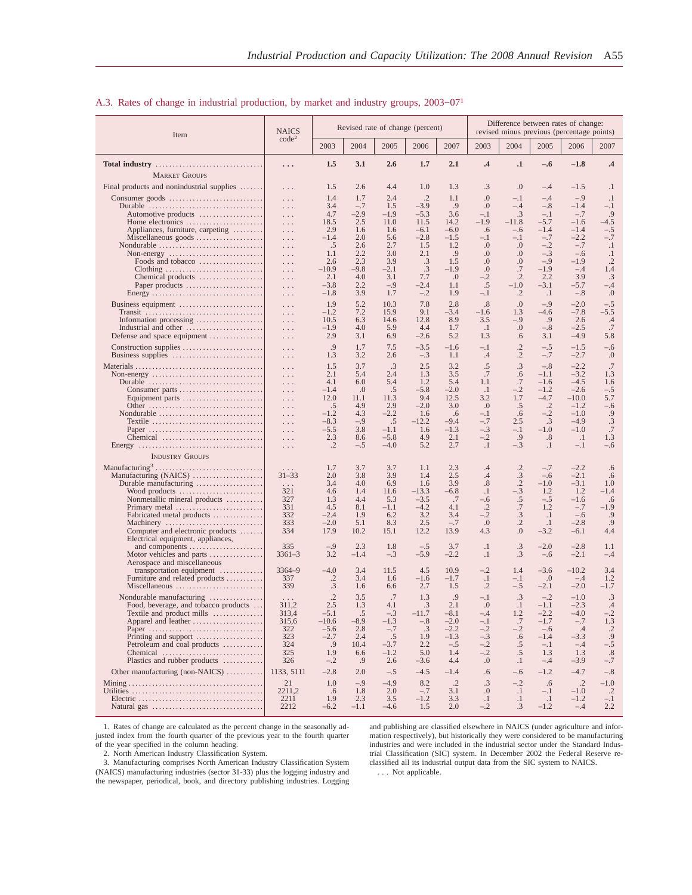## A.3. Rates of change in industrial production, by market and industry groups, 2003–07[1]

| Item | NAICS code[2] | Revised rate of change (percent) | | | | | Difference between rates of change: revised minus previous (percentage points) | | | | |
|---|---|---|---|---|---|---|---|---|---|---|---|
| | | 2003 | 2004 | 2005 | 2006 | 2007 | 2003 | 2004 | 2005 | 2006 | 2007 |
| **Total industry** | **. . .** | **1.5** | **3.1** | **2.6** | **1.7** | **2.1** | **.4** | **.1** | **–.6** | **–1.8** | **.4** |
| MARKET GROUPS | | | | | | | | | | | |
| Final products and nonindustrial supplies | . . . | 1.5 | 2.6 | 4.4 | 1.0 | 1.3 | .3 | .0 | –.4 | –1.5 | .1 |
| Consumer goods | . . . | 1.4 | 1.7 | 2.4 | .2 | 1.1 | .0 | –.1 | –.4 | –.9 | .1 |
| Durable | . . . | 3.4 | –.7 | 1.5 | –3.9 | .9 | .0 | –.4 | –.8 | –1.4 | –.1 |
| Automotive products | . . . | 4.7 | –2.9 | –1.9 | –5.3 | 3.6 | –.1 | .3 | –.1 | –.7 | .9 |
| Home electronics | . . . | 18.5 | 2.5 | 11.0 | 11.5 | 14.2 | –1.9 | –11.8 | –5.7 | –1.6 | –4.5 |
| Appliances, furniture, carpeting | . . . | 2.9 | 1.6 | 1.6 | –6.1 | –6.0 | .6 | –.6 | –1.4 | –1.4 | –.5 |
| Miscellaneous goods | . . . | –1.4 | 2.0 | 5.6 | –2.8 | –1.5 | –.1 | –.1 | –.7 | –2.2 | –.7 |
| Nondurable | . . . | .5 | 2.6 | 2.7 | 1.5 | 1.2 | .0 | .0 | –.2 | –.7 | .1 |
| Non-energy | . . . | 1.1 | 2.2 | 3.0 | 2.1 | .9 | .0 | .0 | –.3 | –.6 | .1 |
| Foods and tobacco | . . . | 2.6 | 2.3 | 3.9 | .3 | 1.5 | .0 | .0 | –.9 | –1.9 | .2 |
| Clothing | . . . | –10.9 | –9.8 | –2.1 | .3 | –1.9 | .0 | .7 | –1.9 | –.4 | 1.4 |
| Chemical products | . . . | 2.1 | 4.0 | 3.1 | 7.7 | .0 | –.2 | .2 | 2.2 | 3.9 | .3 |
| Paper products | . . . | –3.8 | 2.2 | –.9 | –2.4 | 1.1 | .5 | –1.0 | –3.1 | –5.7 | –.4 |
| Energy | . . . | –1.8 | 3.9 | 1.7 | –.2 | 1.9 | –.1 | .2 | .1 | –.8 | .0 |
| Business equipment | . . . | 1.9 | 5.2 | 10.3 | 7.8 | 2.8 | .8 | .0 | –.9 | –2.0 | –.5 |
| Transit | . . . | –1.2 | 7.2 | 15.9 | 9.1 | –3.4 | –1.6 | 1.3 | –4.6 | –7.8 | –5.5 |
| Information processing | . . . | 10.5 | 6.3 | 14.6 | 12.8 | 8.9 | 3.5 | –.9 | .9 | 2.6 | .4 |
| Industrial and other | . . . | –1.9 | 4.0 | 5.9 | 4.4 | 1.7 | .1 | .0 | –.8 | –2.5 | .7 |
| Defense and space equipment | . . . | 2.9 | 3.1 | 6.9 | –2.6 | 5.2 | 1.3 | .6 | 3.1 | –4.9 | 5.8 |
| Construction supplies | . . . | .9 | 1.7 | 7.5 | –3.5 | –1.6 | –.1 | .2 | –.5 | –1.5 | –.6 |
| Business supplies | . . . | 1.3 | 3.2 | 2.6 | –.3 | 1.1 | .4 | .2 | –.7 | –2.7 | .0 |
| Materials | . . . | 1.5 | 3.7 | .3 | 2.5 | 3.2 | .5 | .3 | –.8 | –2.2 | .7 |
| Non-energy | . . . | 2.1 | 5.4 | 2.4 | 1.3 | 3.5 | .7 | .6 | –1.1 | –3.2 | 1.3 |
| Durable | . . . | 4.1 | 6.0 | 5.4 | 1.2 | 5.4 | 1.1 | .7 | –1.6 | –4.5 | 1.6 |
| Consumer parts | . . . | –1.4 | .0 | .5 | –5.8 | –2.0 | .1 | –.2 | –1.2 | –2.6 | –.5 |
| Equipment parts | . . . | 12.0 | 11.1 | 11.3 | 9.4 | 12.5 | 3.2 | 1.7 | –4.7 | –10.0 | 5.7 |
| Other | . . . | .5 | 4.9 | 2.9 | –2.0 | 3.0 | .0 | .5 | .2 | –1.2 | –.6 |
| Nondurable | . . . | –1.2 | 4.3 | –2.2 | 1.6 | .6 | –.1 | .6 | –.2 | –1.0 | .9 |
| Textile | . . . | –8.3 | –.9 | .5 | –12.2 | –9.4 | –.7 | 2.5 | .3 | –4.9 | .3 |
| Paper | . . . | –5.5 | 3.8 | –1.1 | 1.6 | –1.3 | –.3 | –.1 | –1.0 | –1.0 | .7 |
| Chemical | . . . | 2.3 | 8.6 | –5.8 | 4.9 | 2.1 | –.2 | .9 | .8 | .1 | 1.3 |
| Energy | . . . | .2 | –.5 | –4.0 | 5.2 | 2.7 | .1 | –.3 | .1 | –.1 | –.6 |
| INDUSTRY GROUPS | | | | | | | | | | | |
| Manufacturing[3] | . . . | 1.7 | 3.7 | 3.7 | 1.1 | 2.3 | .4 | .2 | –.7 | –2.2 | .6 |
| Manufacturing (NAICS) | 31–33 | 2.0 | 3.8 | 3.9 | 1.4 | 2.5 | .4 | .3 | –.6 | –2.1 | .6 |
| Durable manufacturing | . . . | 3.4 | 4.0 | 6.9 | 1.6 | 3.9 | .8 | .2 | –1.0 | –3.1 | 1.0 |
| Wood products | 321 | 4.6 | 1.4 | 11.6 | –13.3 | –6.8 | .1 | –.3 | 1.2 | 1.2 | –1.4 |
| Nonmetallic mineral products | 327 | 1.3 | 4.4 | 5.3 | –3.5 | .7 | –.6 | .5 | –.5 | –1.6 | .6 |
| Primary metal | 331 | 4.5 | 8.1 | –1.1 | –4.2 | 4.1 | .2 | .7 | 1.2 | –.7 | –1.9 |
| Fabricated metal products | 332 | –2.4 | 1.9 | 6.2 | 3.2 | 3.4 | –.2 | .3 | .1 | –.6 | .9 |
| Machinery | 333 | –2.0 | 5.1 | 8.3 | 2.5 | –.7 | .0 | .2 | .1 | –2.8 | .9 |
| Computer and electronic products | 334 | 17.9 | 10.2 | 15.1 | 12.2 | 13.9 | 4.3 | .0 | –3.2 | –6.1 | 4.4 |
| Electrical equipment, appliances, and components | 335 | –.9 | 2.3 | 1.8 | –.5 | 3.7 | .1 | .3 | –2.0 | –2.8 | 1.1 |
| Motor vehicles and parts | 3361–3 | 3.2 | –1.4 | –.3 | –5.9 | –2.2 | .1 | .3 | –.6 | –2.1 | –.4 |
| Aerospace and miscellaneous transportation equipment | 3364–9 | –4.0 | 3.4 | 11.5 | 4.5 | 10.9 | –.2 | 1.4 | –3.6 | –10.2 | 3.4 |
| Furniture and related products | 337 | .2 | 3.4 | 1.6 | –1.6 | –1.7 | .1 | –.1 | .0 | –.4 | 1.2 |
| Miscellaneous | 339 | .3 | 1.6 | 6.6 | 2.7 | 1.5 | .2 | –.5 | –2.1 | –2.0 | –1.7 |
| Nondurable manufacturing | . . . | .2 | 3.5 | .7 | 1.3 | .9 | –.1 | .3 | –.2 | –1.0 | .3 |
| Food, beverage, and tobacco products | 311,2 | 2.5 | 1.3 | 4.1 | .3 | 2.1 | .0 | .1 | –1.1 | –2.3 | .4 |
| Textile and product mills | 313,4 | –5.1 | .5 | –.3 | –11.7 | –8.1 | –.4 | 1.2 | –2.2 | –4.0 | –.2 |
| Apparel and leather | 315,6 | –10.6 | –8.9 | –1.3 | –.8 | –2.0 | –.1 | .7 | –1.7 | –.7 | 1.3 |
| Paper | 322 | –5.6 | 2.8 | –.7 | .3 | –2.2 | –.2 | –.2 | –.6 | .4 | .2 |
| Printing and support | 323 | –2.7 | 2.4 | .5 | 1.9 | –1.3 | –.3 | .6 | –1.4 | –3.3 | .9 |
| Petroleum and coal products | 324 | .9 | 10.4 | –3.7 | 2.2 | –.5 | –.2 | .5 | –.1 | –.4 | –.5 |
| Chemical | 325 | 1.9 | 6.6 | –1.2 | 5.0 | 1.4 | –.2 | .5 | 1.3 | 1.3 | .8 |
| Plastics and rubber products | 326 | –.2 | .9 | 2.6 | –3.6 | 4.4 | .0 | .1 | –.4 | –3.9 | –.7 |
| Other manufacturing (non-NAICS) | 1133, 5111 | –2.8 | 2.0 | –.5 | –4.5 | –1.4 | .6 | –.6 | –1.2 | –4.7 | –.8 |
| Mining | 21 | 1.0 | –.9 | –4.9 | 8.2 | .2 | .3 | –.2 | .6 | .2 | –1.0 |
| Utilities | 2211,2 | .6 | 1.8 | 2.0 | –.7 | 3.1 | .0 | .1 | –.1 | –1.0 | .2 |
| Electric | 2211 | 1.9 | 2.3 | 3.5 | –1.2 | 3.3 | .1 | .1 | .1 | –1.2 | –.1 |
| Natural gas | 2212 | –6.2 | –1.1 | –4.6 | 1.5 | 2.0 | –.2 | .3 | –1.2 | –.4 | 2.2 |

1. Rates of change are calculated as the percent change in the seasonally adjusted index from the fourth quarter of the previous year to the fourth quarter of the year specified in the column heading.

2. North American Industry Classification System.

3. Manufacturing comprises North American Industry Classification System (NAICS) manufacturing industries (sector 31-33) plus the logging industry and the newspaper, periodical, book, and directory publishing industries. Logging and publishing are classified elsewhere in NAICS (under agriculture and information respectively), but historically they were considered to be manufacturing industries and were included in the industrial sector under the Standard Industrial Classification (SIC) system. In December 2002 the Federal Reserve reclassified all its industrial output data from the SIC system to NAICS.

. . . Not applicable.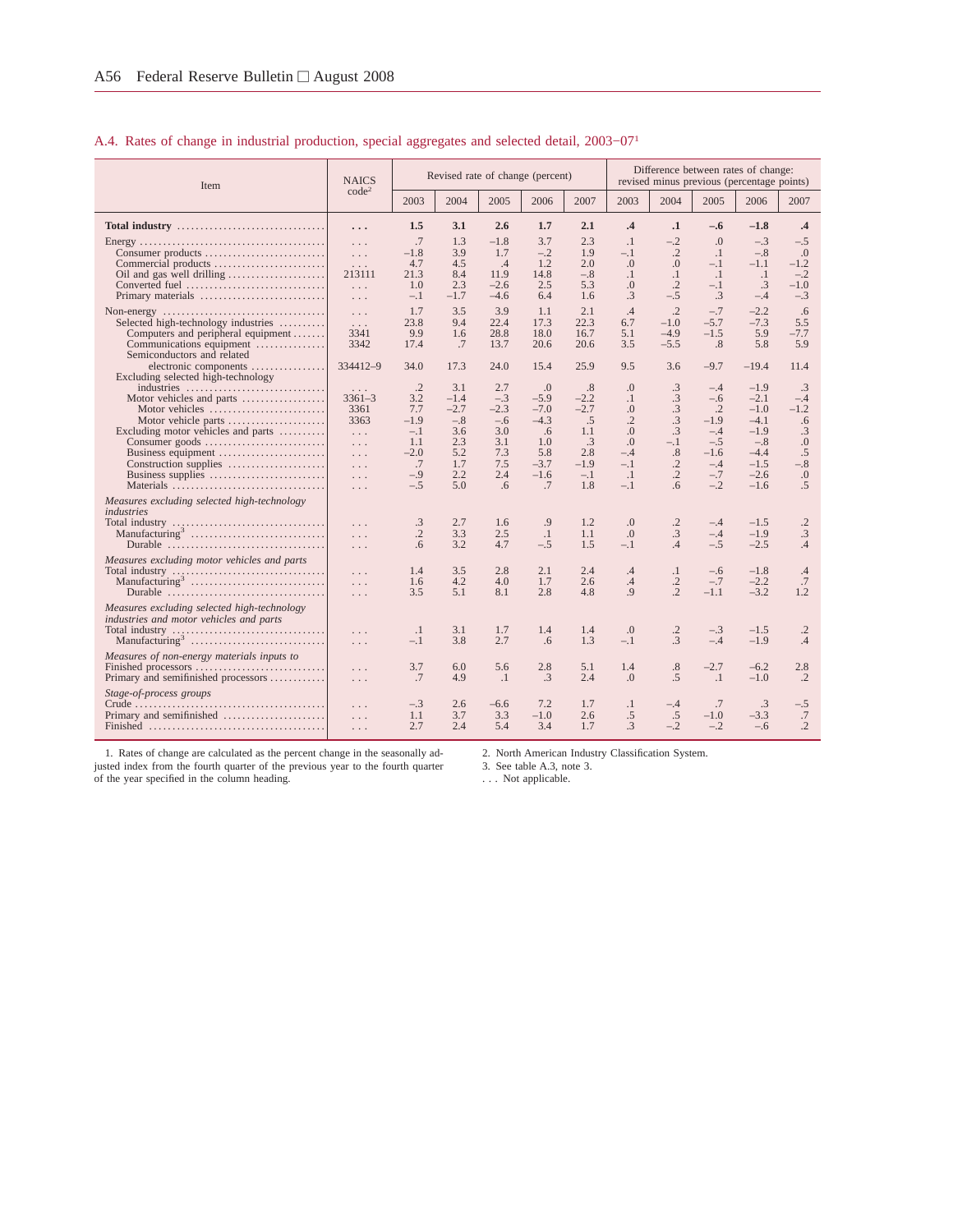## A.4. Rates of change in industrial production, special aggregates and selected detail, 2003–07[1]

| Item | NAICS code[2] | Revised rate of change (percent) | | | | | Difference between rates of change: revised minus previous (percentage points) | | | | |
|---|---|---|---|---|---|---|---|---|---|---|---|
| | | 2003 | 2004 | 2005 | 2006 | 2007 | 2003 | 2004 | 2005 | 2006 | 2007 |
| **Total industry** | . . . | **1.5** | **3.1** | **2.6** | **1.7** | **2.1** | **.4** | **.1** | **–.6** | **–1.8** | **.4** |
| Energy | . . . | .7 | 1.3 | –1.8 | 3.7 | 2.3 | .1 | –.2 | .0 | –.3 | –.5 |
| Consumer products | . . . | –1.8 | 3.9 | 1.7 | –.2 | 1.9 | –.1 | .2 | .1 | –.8 | .0 |
| Commercial products | . . . | 4.7 | 4.5 | .4 | 1.2 | 2.0 | .0 | .0 | –.1 | –1.1 | –1.2 |
| Oil and gas well drilling | 213111 | 21.3 | 8.4 | 11.9 | 14.8 | –.8 | .1 | .1 | .1 | .1 | –.2 |
| Converted fuel | . . . | 1.0 | 2.3 | –2.6 | 2.5 | 5.3 | .0 | .2 | –.1 | .3 | –1.0 |
| Primary materials | . . . | –.1 | –1.7 | –4.6 | 6.4 | 1.6 | .3 | –.5 | .3 | –.4 | –.3 |
| Non-energy | . . . | 1.7 | 3.5 | 3.9 | 1.1 | 2.1 | .4 | .2 | –.7 | –2.2 | .6 |
| Selected high-technology industries | . . . | 23.8 | 9.4 | 22.4 | 17.3 | 22.3 | 6.7 | –1.0 | –5.7 | –7.3 | 5.5 |
| Computers and peripheral equipment | 3341 | 9.9 | 1.6 | 28.8 | 18.0 | 16.7 | 5.1 | –4.9 | –1.5 | 5.9 | –7.7 |
| Communications equipment | 3342 | 17.4 | .7 | 13.7 | 20.6 | 20.6 | 3.5 | –5.5 | .8 | 5.8 | 5.9 |
| Semiconductors and related electronic components | 334412–9 | 34.0 | 17.3 | 24.0 | 15.4 | 25.9 | 9.5 | 3.6 | –9.7 | –19.4 | 11.4 |
| Excluding selected high-technology industries | . . . | .2 | 3.1 | 2.7 | .0 | .8 | .0 | .3 | –.4 | –1.9 | .3 |
| Motor vehicles and parts | 3361–3 | 3.2 | –1.4 | –.3 | –5.9 | –2.2 | .1 | .3 | –.6 | –2.1 | –.4 |
| Motor vehicles | 3361 | 7.7 | –2.7 | –2.3 | –7.0 | –2.7 | .0 | .3 | .2 | –1.0 | –1.2 |
| Motor vehicle parts | 3363 | –1.9 | –.8 | –.6 | –4.3 | .5 | .2 | .3 | –1.9 | –4.1 | .6 |
| Excluding motor vehicles and parts | . . . | –.1 | 3.6 | 3.0 | .6 | 1.1 | .0 | .3 | –.4 | –1.9 | .3 |
| Consumer goods | . . . | 1.1 | 2.3 | 3.1 | 1.0 | .3 | .0 | –.1 | –.5 | –.8 | .0 |
| Business equipment | . . . | –2.0 | 5.2 | 7.3 | 5.8 | 2.8 | –.4 | .8 | –1.6 | –4.4 | .5 |
| Construction supplies | . . . | .7 | 1.7 | 7.5 | –3.7 | –1.9 | –.1 | .2 | –.4 | –1.5 | –.8 |
| Business supplies | . . . | –.9 | 2.2 | 2.4 | –1.6 | –.1 | .1 | .2 | –.7 | –2.6 | .0 |
| Materials | . . . | –.5 | 5.0 | .6 | .7 | 1.8 | –.1 | .6 | –.2 | –1.6 | .5 |
| *Measures excluding selected high-technology industries* | | | | | | | | | | | |
| Total industry | . . . | .3 | 2.7 | 1.6 | .9 | 1.2 | .0 | .2 | –.4 | –1.5 | .2 |
| Manufacturing[3] | . . . | .2 | 3.3 | 2.5 | .1 | 1.1 | .0 | .3 | –.4 | –1.9 | .3 |
| Durable | . . . | .6 | 3.2 | 4.7 | –.5 | 1.5 | –.1 | .4 | –.5 | –2.5 | .4 |
| *Measures excluding motor vehicles and parts* | | | | | | | | | | | |
| Total industry | . . . | 1.4 | 3.5 | 2.8 | 2.1 | 2.4 | .4 | .1 | –.6 | –1.8 | .4 |
| Manufacturing[3] | . . . | 1.6 | 4.2 | 4.0 | 1.7 | 2.6 | .4 | .2 | –.7 | –2.2 | .7 |
| Durable | . . . | 3.5 | 5.1 | 8.1 | 2.8 | 4.8 | .9 | .2 | –1.1 | –3.2 | 1.2 |
| *Measures excluding selected high-technology industries and motor vehicles and parts* | | | | | | | | | | | |
| Total industry | . . . | .1 | 3.1 | 1.7 | 1.4 | 1.4 | .0 | .2 | –.3 | –1.5 | .2 |
| Manufacturing[3] | . . . | –.1 | 3.8 | 2.7 | .6 | 1.3 | –.1 | .3 | –.4 | –1.9 | .4 |
| *Measures of non-energy materials inputs to* | | | | | | | | | | | |
| Finished processors | . . . | 3.7 | 6.0 | 5.6 | 2.8 | 5.1 | 1.4 | .8 | –2.7 | –6.2 | 2.8 |
| Primary and semifinished processors | . . . | .7 | 4.9 | .1 | .3 | 2.4 | .0 | .5 | .1 | –1.0 | .2 |
| *Stage-of-process groups* | | | | | | | | | | | |
| Crude | . . . | –.3 | 2.6 | –6.6 | 7.2 | 1.7 | .1 | –.4 | .7 | .3 | –.5 |
| Primary and semifinished | . . . | 1.1 | 3.7 | 3.3 | –1.0 | 2.6 | .5 | .5 | –1.0 | –3.3 | .7 |
| Finished | . . . | 2.7 | 2.4 | 5.4 | 3.4 | 1.7 | .3 | –.2 | –.2 | –.6 | .2 |

1. Rates of change are calculated as the percent change in the seasonally adjusted index from the fourth quarter of the previous year to the fourth quarter of the year specified in the column heading.

2. North American Industry Classification System.

3. See table A.3, note 3.

. . . Not applicable.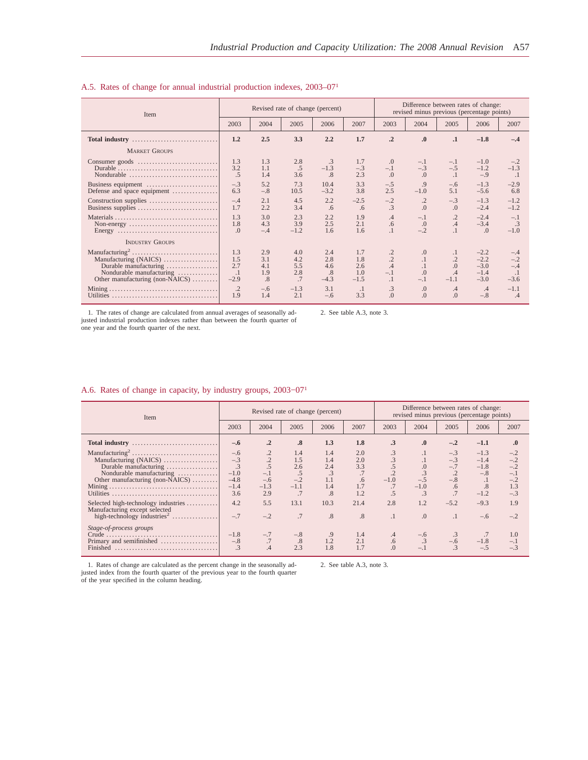## A.5. Rates of change for annual industrial production indexes, 2003–07[1]

| Item | Revised rate of change (percent) | | | | | Difference between rates of change: revised minus previous (percentage points) | | | | |
|---|---|---|---|---|---|---|---|---|---|---|
| | 2003 | 2004 | 2005 | 2006 | 2007 | 2003 | 2004 | 2005 | 2006 | 2007 |
| **Total industry** | **1.2** | **2.5** | **3.3** | **2.2** | **1.7** | **.2** | **.0** | **.1** | **−1.8** | **−.4** |
| MARKET GROUPS | | | | | | | | | | |
| Consumer goods | 1.3 | 1.3 | 2.8 | .3 | 1.7 | .0 | −.1 | −.1 | −1.0 | −.2 |
| Durable | 3.2 | 1.1 | .5 | −1.3 | −.3 | −.1 | −.3 | −.5 | −1.2 | −1.3 |
| Nondurable | .5 | 1.4 | 3.6 | .8 | 2.3 | .0 | .0 | .1 | −.9 | .1 |
| Business equipment | −.3 | 5.2 | 7.3 | 10.4 | 3.3 | −.5 | .9 | −.6 | −1.3 | −2.9 |
| Defense and space equipment | 6.3 | −.8 | 10.5 | −3.2 | 3.8 | 2.5 | −1.0 | 5.1 | −5.6 | 6.8 |
| Construction supplies | −.4 | 2.1 | 4.5 | 2.2 | −2.5 | −.2 | .2 | −.3 | −1.3 | −1.2 |
| Business supplies | 1.7 | 2.2 | 3.4 | .6 | .6 | .3 | .0 | .0 | −2.4 | −1.2 |
| Materials | 1.3 | 3.0 | 2.3 | 2.2 | 1.9 | .4 | −.1 | .2 | −2.4 | −.1 |
| Non-energy | 1.8 | 4.3 | 3.9 | 2.5 | 2.1 | .6 | .0 | .4 | −3.4 | .3 |
| Energy | .0 | −.4 | −1.2 | 1.6 | 1.6 | .1 | −.2 | .1 | .0 | −1.0 |
| INDUSTRY GROUPS | | | | | | | | | | |
| Manufacturing[2] | 1.3 | 2.9 | 4.0 | 2.4 | 1.7 | .2 | .0 | .1 | −2.2 | −.4 |
| Manufacturing (NAICS) | 1.5 | 3.1 | 4.2 | 2.8 | 1.8 | .2 | .1 | .2 | −2.2 | −.2 |
| Durable manufacturing | 2.7 | 4.1 | 5.5 | 4.6 | 2.6 | .4 | .1 | .0 | −3.0 | −.4 |
| Nondurable manufacturing | .1 | 1.9 | 2.8 | .8 | 1.0 | −.1 | .0 | .4 | −1.4 | .1 |
| Other manufacturing (non-NAICS) | −2.9 | .8 | .7 | −4.3 | −1.5 | .1 | −.1 | −1.1 | −3.0 | −3.6 |
| Mining | .2 | −.6 | −1.3 | 3.1 | .1 | .3 | .0 | .4 | .4 | −1.1 |
| Utilities | 1.9 | 1.4 | 2.1 | −.6 | 3.3 | .0 | .0 | .0 | −.8 | .4 |

1. The rates of change are calculated from annual averages of seasonally adjusted industrial production indexes rather than between the fourth quarter of one year and the fourth quarter of the next.

2. See table A.3, note 3.

## A.6. Rates of change in capacity, by industry groups, 2003−07[1]

| Item | Revised rate of change (percent) | | | | | Difference between rates of change: revised minus previous (percentage points) | | | | |
|---|---|---|---|---|---|---|---|---|---|---|
| | 2003 | 2004 | 2005 | 2006 | 2007 | 2003 | 2004 | 2005 | 2006 | 2007 |
| **Total industry** | **−.6** | **.2** | **.8** | **1.3** | **1.8** | **.3** | **.0** | **−.2** | **−1.1** | **.0** |
| Manufacturing[2] | −.6 | .2 | 1.4 | 1.4 | 2.0 | .3 | .1 | −.3 | −1.3 | −.2 |
| Manufacturing (NAICS) | −.3 | .2 | 1.5 | 1.4 | 2.0 | .3 | .1 | −.3 | −1.4 | −.2 |
| Durable manufacturing | .3 | .5 | 2.6 | 2.4 | 3.3 | .5 | .0 | −.7 | −1.8 | −.2 |
| Nondurable manufacturing | −1.0 | −.1 | .5 | .3 | .7 | .2 | .3 | .2 | −.8 | −.1 |
| Other manufacturing (non-NAICS) | −4.8 | −.6 | −.2 | 1.1 | .6 | −1.0 | −.5 | −.8 | .1 | −.2 |
| Mining | −1.4 | −1.3 | −1.1 | 1.4 | 1.7 | .7 | −1.0 | .6 | .8 | 1.3 |
| Utilities | 3.6 | 2.9 | .7 | .8 | 1.2 | .5 | .3 | .7 | −1.2 | −.3 |
| Selected high-technology industries | 4.2 | 5.5 | 13.1 | 10.3 | 21.4 | 2.8 | 1.2 | −5.2 | −9.3 | 1.9 |
| Manufacturing except selected high-technology industries[2] | −.7 | −.2 | .7 | .8 | .8 | .1 | .0 | .1 | −.6 | −.2 |
| *Stage-of-process groups* | | | | | | | | | | |
| Crude | −1.8 | −.7 | −.8 | .9 | 1.4 | .4 | −.6 | .3 | .7 | 1.0 |
| Primary and semifinished | −.8 | .7 | .8 | 1.2 | 2.1 | .6 | .3 | −.6 | −1.8 | −.1 |
| Finished | .3 | .4 | 2.3 | 1.8 | 1.7 | .0 | −.1 | .3 | −.5 | −.3 |

1. Rates of change are calculated as the percent change in the seasonally adjusted index from the fourth quarter of the previous year to the fourth quarter of the year specified in the column heading.

2. See table A.3, note 3.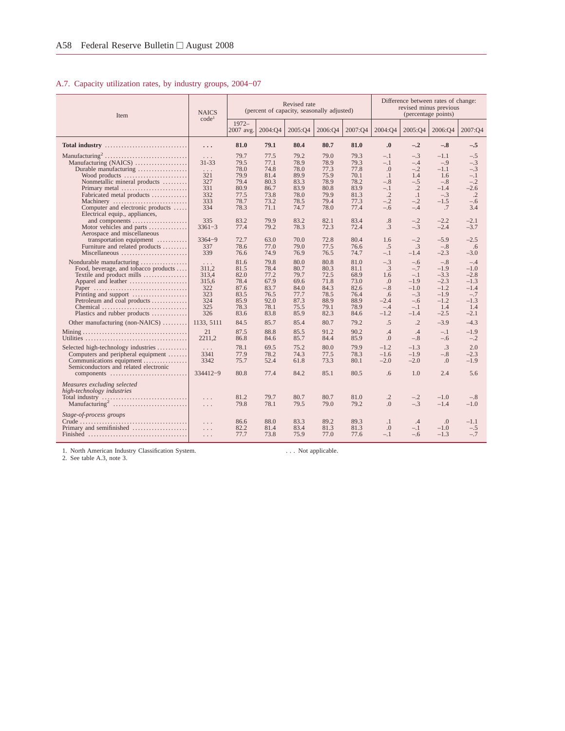## A.7. Capacity utilization rates, by industry groups, 2004–07

| Item | NAICS code[1] | Revised rate (percent of capacity, seasonally adjusted) | | | | | Difference between rates of change: revised minus previous (percentage points) | | | |
|---|---|---|---|---|---|---|---|---|---|---|
| | | 1972–2007 avg. | 2004:Q4 | 2005:Q4 | 2006:Q4 | 2007:Q4 | 2004:Q4 | 2005:Q4 | 2006:Q4 | 2007:Q4 |
| **Total industry** | **. . .** | **81.0** | **79.1** | **80.4** | **80.7** | **81.0** | **.0** | **–.2** | **–.8** | **–.5** |
| Manufacturing[2] | . . . | 79.7 | 77.5 | 79.2 | 79.0 | 79.3 | –.1 | –.3 | –1.1 | –.5 |
| Manufacturing (NAICS) | 31-33 | 79.5 | 77.1 | 78.9 | 78.9 | 79.3 | –.1 | –.4 | –.9 | –.3 |
| Durable manufacturing | . . . | 78.0 | 74.8 | 78.0 | 77.3 | 77.8 | .0 | –.2 | –1.1 | –.3 |
| Wood products | 321 | 79.9 | 81.4 | 89.9 | 75.9 | 70.1 | .1 | 1.4 | 1.6 | –.1 |
| Nonmetallic mineral products | 327 | 79.4 | 80.3 | 83.3 | 78.9 | 78.2 | –.8 | –.5 | –.8 | –.2 |
| Primary metal | 331 | 80.9 | 86.7 | 83.9 | 80.8 | 83.9 | –.1 | .2 | –1.4 | –2.6 |
| Fabricated metal products | 332 | 77.5 | 73.8 | 78.0 | 79.9 | 81.3 | .2 | .1 | –.3 | .2 |
| Machinery | 333 | 78.7 | 73.2 | 78.5 | 79.4 | 77.3 | –.2 | –.2 | –1.5 | –.6 |
| Computer and electronic products | 334 | 78.3 | 71.1 | 74.7 | 78.0 | 77.4 | –.6 | –.4 | .7 | 3.4 |
| Electrical equip., appliances, and components | 335 | 83.2 | 79.9 | 83.2 | 82.1 | 83.4 | .8 | –.2 | –2.2 | –2.1 |
| Motor vehicles and parts | 3361–3 | 77.4 | 79.2 | 78.3 | 72.3 | 72.4 | .3 | –.3 | –2.4 | –3.7 |
| Aerospace and miscellaneous transportation equipment | 3364–9 | 72.7 | 63.0 | 70.0 | 72.8 | 80.4 | 1.6 | –.2 | –5.9 | –2.5 |
| Furniture and related products | 337 | 78.6 | 77.0 | 79.0 | 77.5 | 76.6 | .5 | .3 | –.8 | .6 |
| Miscellaneous | 339 | 76.6 | 74.9 | 76.9 | 76.5 | 74.7 | –.1 | –1.4 | –2.3 | –3.0 |
| Nondurable manufacturing | . . . | 81.6 | 79.8 | 80.0 | 80.8 | 81.0 | –.3 | –.6 | –.8 | –.4 |
| Food, beverage, and tobacco products | 311,2 | 81.5 | 78.4 | 80.7 | 80.3 | 81.1 | .3 | –.7 | –1.9 | –1.0 |
| Textile and product mills | 313,4 | 82.0 | 77.2 | 79.7 | 72.5 | 68.9 | 1.6 | –.1 | –3.3 | –2.8 |
| Apparel and leather | 315,6 | 78.4 | 67.9 | 69.6 | 71.8 | 73.0 | .0 | –1.9 | –2.3 | –1.3 |
| Paper | 322 | 87.6 | 83.7 | 84.0 | 84.3 | 82.6 | –.8 | –1.0 | –1.2 | –1.4 |
| Printing and support | 323 | 83.5 | 76.5 | 77.7 | 78.5 | 76.4 | .6 | –.3 | –1.9 | –.7 |
| Petroleum and coal products | 324 | 85.9 | 92.0 | 87.3 | 88.9 | 88.9 | –2.4 | –.6 | –1.2 | –1.3 |
| Chemical | 325 | 78.3 | 78.1 | 75.5 | 79.1 | 78.9 | –.4 | –.1 | 1.4 | 1.4 |
| Plastics and rubber products | 326 | 83.6 | 83.8 | 85.9 | 82.3 | 84.6 | –1.2 | –1.4 | –2.5 | –2.1 |
| Other manufacturing (non-NAICS) | 1133, 5111 | 84.5 | 85.7 | 85.4 | 80.7 | 79.2 | .5 | .2 | –3.9 | –4.3 |
| Mining | 21 | 87.5 | 88.8 | 85.5 | 91.2 | 90.2 | .4 | .4 | –.1 | –1.9 |
| Utilities | 2211,2 | 86.8 | 84.6 | 85.7 | 84.4 | 85.9 | .0 | –.8 | –.6 | –.2 |
| Selected high-technology industries | . . . | 78.1 | 69.5 | 75.2 | 80.0 | 79.9 | –1.2 | –1.3 | .3 | 2.0 |
| Computers and peripheral equipment | 3341 | 77.9 | 78.2 | 74.3 | 77.5 | 78.3 | –1.6 | –1.9 | –.8 | –2.3 |
| Communications equipment | 3342 | 75.7 | 52.4 | 61.8 | 73.3 | 80.1 | –2.0 | –2.0 | .0 | –1.9 |
| Semiconductors and related electronic components | 334412–9 | 80.8 | 77.4 | 84.2 | 85.1 | 80.5 | .6 | 1.0 | 2.4 | 5.6 |
| *Measures excluding selected high-technology industries* | | | | | | | | | | |
| Total industry | . . . | 81.2 | 79.7 | 80.7 | 80.7 | 81.0 | .2 | –.2 | –1.0 | –.8 |
| Manufacturing[2] | . . . | 79.8 | 78.1 | 79.5 | 79.0 | 79.2 | .0 | –.3 | –1.4 | –1.0 |
| *Stage-of-process groups* | | | | | | | | | | |
| Crude | . . . | 86.6 | 88.0 | 83.3 | 89.2 | 89.3 | .1 | .4 | .0 | –1.1 |
| Primary and semifinished | . . . | 82.2 | 81.4 | 83.4 | 81.3 | 81.3 | .0 | –.1 | –1.0 | –.5 |
| Finished | . . . | 77.7 | 73.8 | 75.9 | 77.0 | 77.6 | –.1 | –.6 | –1.3 | –.7 |

1. North American Industry Classification System.
2. See table A.3, note 3.

. . . Not applicable.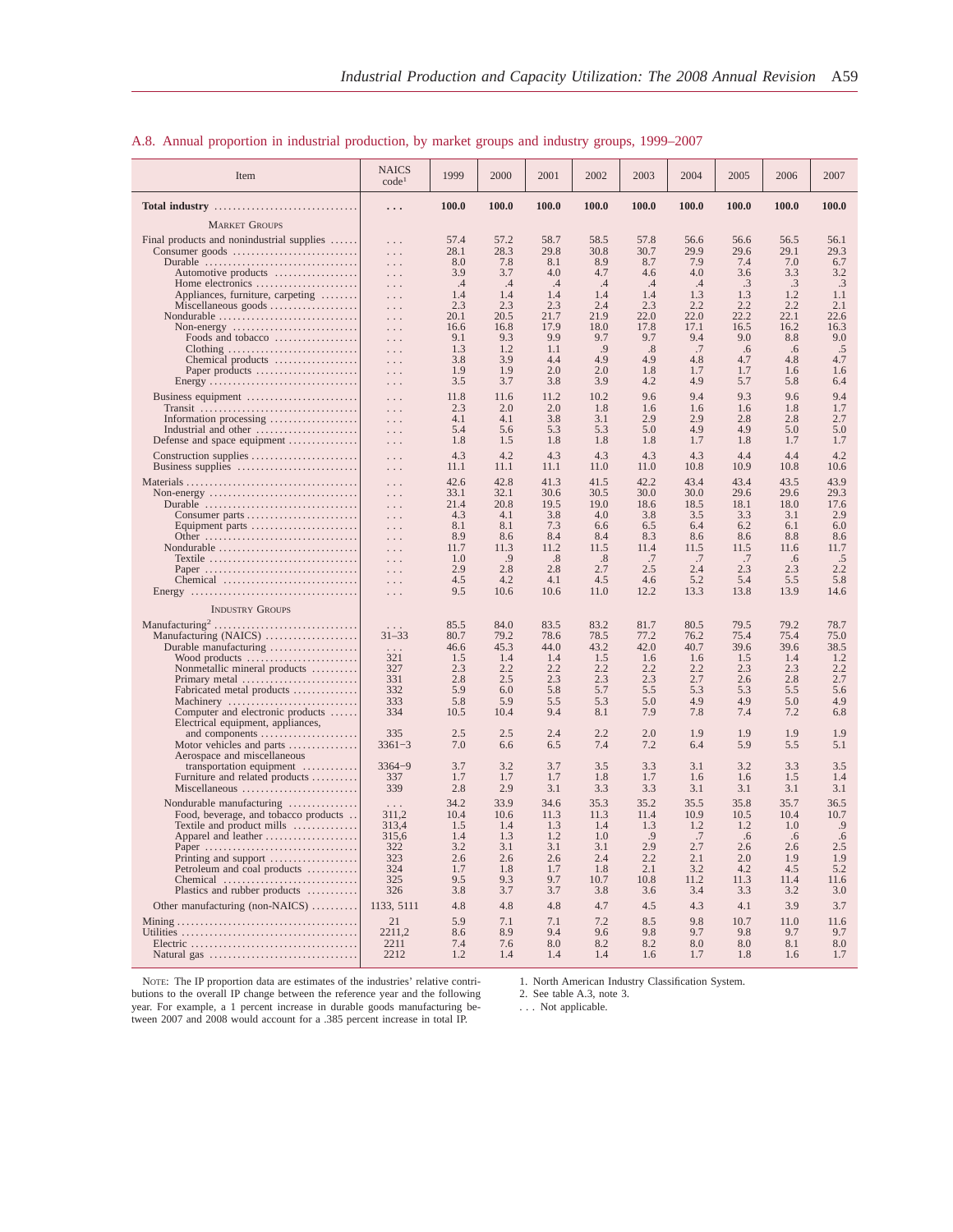## A.8. Annual proportion in industrial production, by market groups and industry groups, 1999–2007

| Item | NAICS code[1] | 1999 | 2000 | 2001 | 2002 | 2003 | 2004 | 2005 | 2006 | 2007 |
|---|---|---|---|---|---|---|---|---|---|---|
| **Total industry** | **. . .** | **100.0** | **100.0** | **100.0** | **100.0** | **100.0** | **100.0** | **100.0** | **100.0** | **100.0** |
| MARKET GROUPS | | | | | | | | | | |
| Final products and nonindustrial supplies | . . . | 57.4 | 57.2 | 58.7 | 58.5 | 57.8 | 56.6 | 56.6 | 56.5 | 56.1 |
| Consumer goods | . . . | 28.1 | 28.3 | 29.8 | 30.8 | 30.7 | 29.9 | 29.6 | 29.1 | 29.3 |
| Durable | . . . | 8.0 | 7.8 | 8.1 | 8.9 | 8.7 | 7.9 | 7.4 | 7.0 | 6.7 |
| Automotive products | . . . | 3.9 | 3.7 | 4.0 | 4.7 | 4.6 | 4.0 | 3.6 | 3.3 | 3.2 |
| Home electronics | . . . | .4 | .4 | .4 | .4 | .4 | .4 | .3 | .3 | .3 |
| Appliances, furniture, carpeting | . . . | 1.4 | 1.4 | 1.4 | 1.4 | 1.4 | 1.3 | 1.3 | 1.2 | 1.1 |
| Miscellaneous goods | . . . | 2.3 | 2.3 | 2.3 | 2.4 | 2.3 | 2.2 | 2.2 | 2.2 | 2.1 |
| Nondurable | . . . | 20.1 | 20.5 | 21.7 | 21.9 | 22.0 | 22.0 | 22.2 | 22.1 | 22.6 |
| Non-energy | . . . | 16.6 | 16.8 | 17.9 | 18.0 | 17.8 | 17.1 | 16.5 | 16.2 | 16.3 |
| Foods and tobacco | . . . | 9.1 | 9.3 | 9.9 | 9.7 | 9.7 | 9.4 | 9.0 | 8.8 | 9.0 |
| Clothing | . . . | 1.3 | 1.2 | 1.1 | .9 | .8 | .7 | .6 | .6 | .5 |
| Chemical products | . . . | 3.8 | 3.9 | 4.4 | 4.9 | 4.9 | 4.8 | 4.7 | 4.8 | 4.7 |
| Paper products | . . . | 1.9 | 1.9 | 2.0 | 2.0 | 1.8 | 1.7 | 1.7 | 1.6 | 1.6 |
| Energy | . . . | 3.5 | 3.7 | 3.8 | 3.9 | 4.2 | 4.9 | 5.7 | 5.8 | 6.4 |
| Business equipment | . . . | 11.8 | 11.6 | 11.2 | 10.2 | 9.6 | 9.4 | 9.3 | 9.6 | 9.4 |
| Transit | . . . | 2.3 | 2.0 | 2.0 | 1.8 | 1.6 | 1.6 | 1.6 | 1.8 | 1.7 |
| Information processing | . . . | 4.1 | 4.1 | 3.8 | 3.1 | 2.9 | 2.9 | 2.8 | 2.8 | 2.7 |
| Industrial and other | . . . | 5.4 | 5.6 | 5.3 | 5.3 | 5.0 | 4.9 | 4.9 | 5.0 | 5.0 |
| Defense and space equipment | . . . | 1.8 | 1.5 | 1.8 | 1.8 | 1.8 | 1.7 | 1.8 | 1.7 | 1.7 |
| Construction supplies | . . . | 4.3 | 4.2 | 4.3 | 4.3 | 4.3 | 4.3 | 4.4 | 4.4 | 4.2 |
| Business supplies | . . . | 11.1 | 11.1 | 11.1 | 11.0 | 11.0 | 10.8 | 10.9 | 10.8 | 10.6 |
| Materials | . . . | 42.6 | 42.8 | 41.3 | 41.5 | 42.2 | 43.4 | 43.4 | 43.5 | 43.9 |
| Non-energy | . . . | 33.1 | 32.1 | 30.6 | 30.5 | 30.0 | 30.0 | 29.6 | 29.6 | 29.3 |
| Durable | . . . | 21.4 | 20.8 | 19.5 | 19.0 | 18.6 | 18.5 | 18.1 | 18.0 | 17.6 |
| Consumer parts | . . . | 4.3 | 4.1 | 3.8 | 4.0 | 3.8 | 3.5 | 3.3 | 3.1 | 2.9 |
| Equipment parts | . . . | 8.1 | 8.1 | 7.3 | 6.6 | 6.5 | 6.4 | 6.2 | 6.1 | 6.0 |
| Other | . . . | 8.9 | 8.6 | 8.4 | 8.4 | 8.3 | 8.6 | 8.6 | 8.8 | 8.6 |
| Nondurable | . . . | 11.7 | 11.3 | 11.2 | 11.5 | 11.4 | 11.5 | 11.5 | 11.6 | 11.7 |
| Textile | . . . | 1.0 | .9 | .8 | .8 | .7 | .7 | .7 | .6 | .5 |
| Paper | . . . | 2.9 | 2.8 | 2.8 | 2.7 | 2.5 | 2.4 | 2.3 | 2.3 | 2.2 |
| Chemical | . . . | 4.5 | 4.2 | 4.1 | 4.5 | 4.6 | 5.2 | 5.4 | 5.5 | 5.8 |
| Energy | . . . | 9.5 | 10.6 | 10.6 | 11.0 | 12.2 | 13.3 | 13.8 | 13.9 | 14.6 |
| INDUSTRY GROUPS | | | | | | | | | | |
| Manufacturing[2] | . . . | 85.5 | 84.0 | 83.5 | 83.2 | 81.7 | 80.5 | 79.5 | 79.2 | 78.7 |
| Manufacturing (NAICS) | 31–33 | 80.7 | 79.2 | 78.6 | 78.5 | 77.2 | 76.2 | 75.4 | 75.4 | 75.0 |
| Durable manufacturing | . . . | 46.6 | 45.3 | 44.0 | 43.2 | 42.0 | 40.7 | 39.6 | 39.6 | 38.5 |
| Wood products | 321 | 1.5 | 1.4 | 1.4 | 1.5 | 1.6 | 1.6 | 1.5 | 1.4 | 1.2 |
| Nonmetallic mineral products | 327 | 2.3 | 2.2 | 2.2 | 2.2 | 2.2 | 2.2 | 2.3 | 2.3 | 2.2 |
| Primary metal | 331 | 2.8 | 2.5 | 2.3 | 2.3 | 2.3 | 2.7 | 2.6 | 2.8 | 2.7 |
| Fabricated metal products | 332 | 5.9 | 6.0 | 5.8 | 5.7 | 5.5 | 5.3 | 5.3 | 5.5 | 5.6 |
| Machinery | 333 | 5.8 | 5.9 | 5.5 | 5.3 | 5.0 | 4.9 | 4.9 | 5.0 | 4.9 |
| Computer and electronic products | 334 | 10.5 | 10.4 | 9.4 | 8.1 | 7.9 | 7.8 | 7.4 | 7.2 | 6.8 |
| Electrical equipment, appliances, and components | 335 | 2.5 | 2.5 | 2.4 | 2.2 | 2.0 | 1.9 | 1.9 | 1.9 | 1.9 |
| Motor vehicles and parts | 3361–3 | 7.0 | 6.6 | 6.5 | 7.4 | 7.2 | 6.4 | 5.9 | 5.5 | 5.1 |
| Aerospace and miscellaneous transportation equipment | 3364–9 | 3.7 | 3.2 | 3.7 | 3.5 | 3.3 | 3.1 | 3.2 | 3.3 | 3.5 |
| Furniture and related products | 337 | 1.7 | 1.7 | 1.7 | 1.8 | 1.7 | 1.6 | 1.6 | 1.5 | 1.4 |
| Miscellaneous | 339 | 2.8 | 2.9 | 3.1 | 3.3 | 3.3 | 3.1 | 3.1 | 3.1 | 3.1 |
| Nondurable manufacturing | . . . | 34.2 | 33.9 | 34.6 | 35.3 | 35.2 | 35.5 | 35.8 | 35.7 | 36.5 |
| Food, beverage, and tobacco products | 311,2 | 10.4 | 10.6 | 11.3 | 11.3 | 11.4 | 10.9 | 10.5 | 10.4 | 10.7 |
| Textile and product mills | 313,4 | 1.5 | 1.4 | 1.3 | 1.4 | 1.3 | 1.2 | 1.2 | 1.0 | .9 |
| Apparel and leather | 315,6 | 1.4 | 1.3 | 1.2 | 1.0 | .9 | .7 | .6 | .6 | .6 |
| Paper | 322 | 3.2 | 3.1 | 3.1 | 3.1 | 2.9 | 2.7 | 2.6 | 2.6 | 2.5 |
| Printing and support | 323 | 2.6 | 2.6 | 2.6 | 2.4 | 2.2 | 2.1 | 2.0 | 1.9 | 1.9 |
| Petroleum and coal products | 324 | 1.7 | 1.8 | 1.7 | 1.8 | 2.1 | 3.2 | 4.2 | 4.5 | 5.2 |
| Chemical | 325 | 9.5 | 9.3 | 9.7 | 10.7 | 10.8 | 11.2 | 11.3 | 11.4 | 11.6 |
| Plastics and rubber products | 326 | 3.8 | 3.7 | 3.7 | 3.8 | 3.6 | 3.4 | 3.3 | 3.2 | 3.0 |
| Other manufacturing (non-NAICS) | 1133, 5111 | 4.8 | 4.8 | 4.8 | 4.7 | 4.5 | 4.3 | 4.1 | 3.9 | 3.7 |
| Mining | 21 | 5.9 | 7.1 | 7.1 | 7.2 | 8.5 | 9.8 | 10.7 | 11.0 | 11.6 |
| Utilities | 2211,2 | 8.6 | 8.9 | 9.4 | 9.6 | 9.8 | 9.7 | 9.8 | 9.7 | 9.7 |
| Electric | 2211 | 7.4 | 7.6 | 8.0 | 8.2 | 8.2 | 8.0 | 8.0 | 8.1 | 8.0 |
| Natural gas | 2212 | 1.2 | 1.4 | 1.4 | 1.4 | 1.6 | 1.7 | 1.8 | 1.6 | 1.7 |

NOTE: The IP proportion data are estimates of the industries' relative contributions to the overall IP change between the reference year and the following year. For example, a 1 percent increase in durable goods manufacturing between 2007 and 2008 would account for a .385 percent increase in total IP.

1. North American Industry Classification System.

2. See table A.3, note 3.

. . . Not applicable.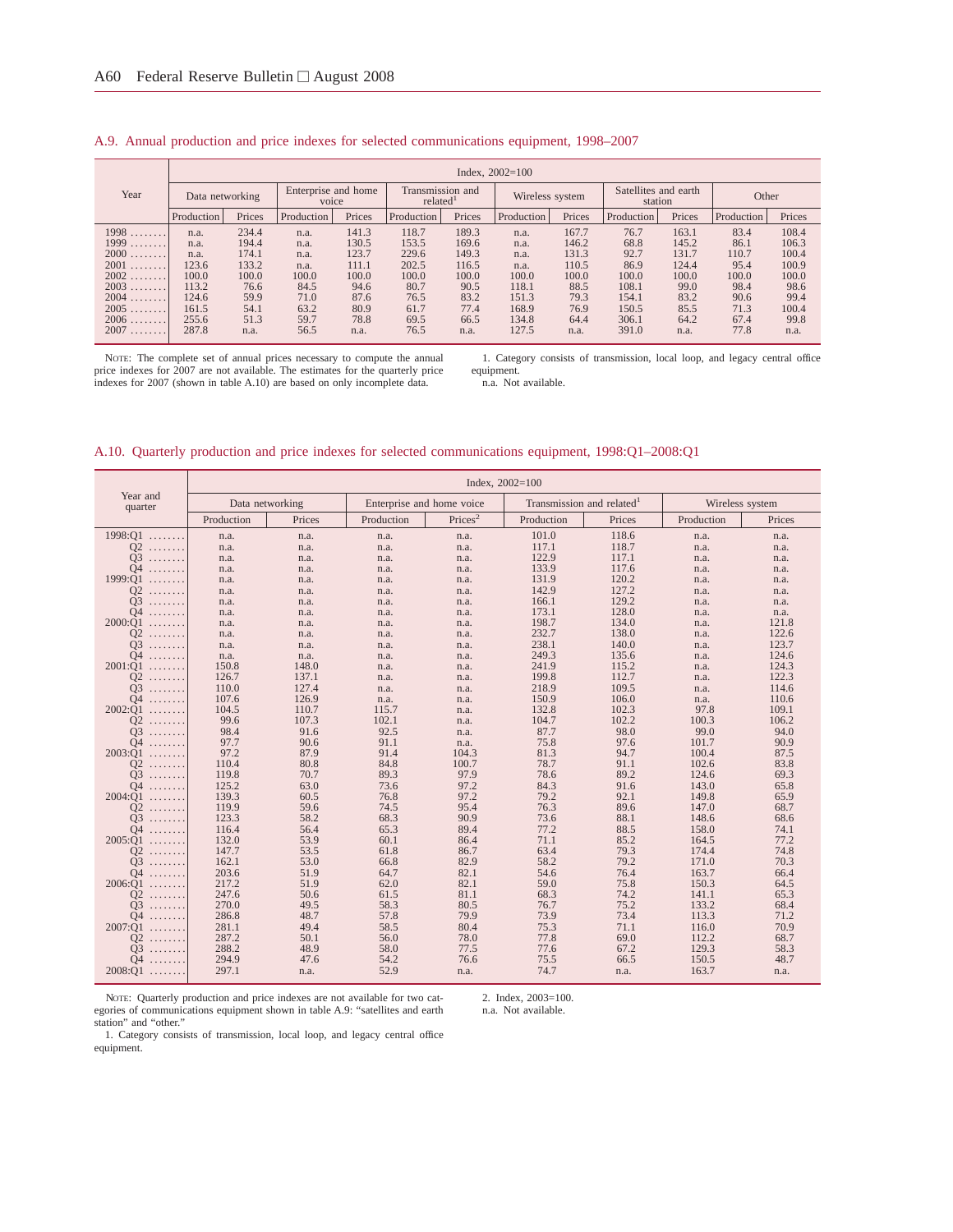## A.9. Annual production and price indexes for selected communications equipment, 1998–2007

| Year | Index, 2002=100 | | | | | | | | | | | |
|---|---|---|---|---|---|---|---|---|---|---|---|---|
| | Data networking | | Enterprise and home voice | | Transmission and related[1] | | Wireless system | | Satellites and earth station | | Other | |
| | Production | Prices | Production | Prices | Production | Prices | Production | Prices | Production | Prices | Production | Prices |
| 1998 | n.a. | 234.4 | n.a. | 141.3 | 118.7 | 189.3 | n.a. | 167.7 | 76.7 | 163.1 | 83.4 | 108.4 |
| 1999 | n.a. | 194.4 | n.a. | 130.5 | 153.5 | 169.6 | n.a. | 146.2 | 68.8 | 145.2 | 86.1 | 106.3 |
| 2000 | n.a. | 174.1 | n.a. | 123.7 | 229.6 | 149.3 | n.a. | 131.3 | 92.7 | 131.7 | 110.7 | 100.4 |
| 2001 | 123.6 | 133.2 | n.a. | 111.1 | 202.5 | 116.5 | n.a. | 110.5 | 86.9 | 124.4 | 95.4 | 100.9 |
| 2002 | 100.0 | 100.0 | 100.0 | 100.0 | 100.0 | 100.0 | 100.0 | 100.0 | 100.0 | 100.0 | 100.0 | 100.0 |
| 2003 | 113.2 | 76.6 | 84.5 | 94.6 | 80.7 | 90.5 | 118.1 | 88.5 | 108.1 | 99.0 | 98.4 | 98.6 |
| 2004 | 124.6 | 59.9 | 71.0 | 87.6 | 76.5 | 83.2 | 151.3 | 79.3 | 154.1 | 83.2 | 90.6 | 99.4 |
| 2005 | 161.5 | 54.1 | 63.2 | 80.9 | 61.7 | 77.4 | 168.9 | 76.9 | 150.5 | 85.5 | 71.3 | 100.4 |
| 2006 | 255.6 | 51.3 | 59.7 | 78.8 | 69.5 | 66.5 | 134.8 | 64.4 | 306.1 | 64.2 | 67.4 | 99.8 |
| 2007 | 287.8 | n.a. | 56.5 | n.a. | 76.5 | n.a. | 127.5 | n.a. | 391.0 | n.a. | 77.8 | n.a. |

NOTE: The complete set of annual prices necessary to compute the annual price indexes for 2007 are not available. The estimates for the quarterly price indexes for 2007 (shown in table A.10) are based on only incomplete data.

1. Category consists of transmission, local loop, and legacy central office equipment.

n.a. Not available.

## A.10. Quarterly production and price indexes for selected communications equipment, 1998:Q1–2008:Q1

| Year and quarter | Index, 2002=100 | | | | | | | |
|---|---|---|---|---|---|---|---|---|
| | Data networking | | Enterprise and home voice | | Transmission and related[1] | | Wireless system | |
| | Production | Prices | Production | Prices[2] | Production | Prices | Production | Prices |
| 1998:Q1 | n.a. | n.a. | n.a. | n.a. | 101.0 | 118.6 | n.a. | n.a. |
| Q2 | n.a. | n.a. | n.a. | n.a. | 117.1 | 118.7 | n.a. | n.a. |
| Q3 | n.a. | n.a. | n.a. | n.a. | 122.9 | 117.1 | n.a. | n.a. |
| Q4 | n.a. | n.a. | n.a. | n.a. | 133.9 | 117.6 | n.a. | n.a. |
| 1999:Q1 | n.a. | n.a. | n.a. | n.a. | 131.9 | 120.2 | n.a. | n.a. |
| Q2 | n.a. | n.a. | n.a. | n.a. | 142.9 | 127.2 | n.a. | n.a. |
| Q3 | n.a. | n.a. | n.a. | n.a. | 166.1 | 129.2 | n.a. | n.a. |
| Q4 | n.a. | n.a. | n.a. | n.a. | 173.1 | 128.0 | n.a. | n.a. |
| 2000:Q1 | n.a. | n.a. | n.a. | n.a. | 198.7 | 134.0 | n.a. | 121.8 |
| Q2 | n.a. | n.a. | n.a. | n.a. | 232.7 | 138.0 | n.a. | 122.6 |
| Q3 | n.a. | n.a. | n.a. | n.a. | 238.1 | 140.0 | n.a. | 123.7 |
| Q4 | n.a. | n.a. | n.a. | n.a. | 249.3 | 135.6 | n.a. | 124.6 |
| 2001:Q1 | 150.8 | 148.0 | n.a. | n.a. | 241.9 | 115.2 | n.a. | 124.3 |
| Q2 | 126.7 | 137.1 | n.a. | n.a. | 199.8 | 112.7 | n.a. | 122.3 |
| Q3 | 110.0 | 127.4 | n.a. | n.a. | 218.9 | 109.5 | n.a. | 114.6 |
| Q4 | 107.6 | 126.9 | n.a. | n.a. | 150.9 | 106.0 | n.a. | 110.6 |
| 2002:Q1 | 104.5 | 110.7 | 115.7 | n.a. | 132.8 | 102.3 | 97.8 | 109.1 |
| Q2 | 99.6 | 107.3 | 102.1 | n.a. | 104.7 | 102.2 | 100.3 | 106.2 |
| Q3 | 98.4 | 91.6 | 92.5 | n.a. | 87.7 | 98.0 | 99.0 | 94.0 |
| Q4 | 97.7 | 90.6 | 91.1 | n.a. | 75.8 | 97.6 | 101.7 | 90.9 |
| 2003:Q1 | 97.2 | 87.9 | 91.4 | 104.3 | 81.3 | 94.7 | 100.4 | 87.5 |
| Q2 | 110.4 | 80.8 | 84.8 | 100.7 | 78.7 | 91.1 | 102.6 | 83.8 |
| Q3 | 119.8 | 70.7 | 89.3 | 97.9 | 78.6 | 89.2 | 124.6 | 69.3 |
| Q4 | 125.2 | 63.0 | 73.6 | 97.2 | 84.3 | 91.6 | 143.0 | 65.8 |
| 2004:Q1 | 139.3 | 60.5 | 76.8 | 97.2 | 79.2 | 92.1 | 149.8 | 65.9 |
| Q2 | 119.9 | 59.6 | 74.5 | 95.4 | 76.3 | 89.6 | 147.0 | 68.7 |
| Q3 | 123.3 | 58.2 | 68.3 | 90.9 | 73.6 | 88.1 | 148.6 | 68.6 |
| Q4 | 116.4 | 56.4 | 65.3 | 89.4 | 77.2 | 88.5 | 158.0 | 74.1 |
| 2005:Q1 | 132.0 | 53.9 | 60.1 | 86.4 | 71.1 | 85.2 | 164.5 | 77.2 |
| Q2 | 147.7 | 53.5 | 61.8 | 86.7 | 63.4 | 79.3 | 174.4 | 74.8 |
| Q3 | 162.1 | 53.0 | 66.8 | 82.9 | 58.2 | 79.2 | 171.0 | 70.3 |
| Q4 | 203.6 | 51.9 | 64.7 | 82.1 | 54.6 | 76.4 | 163.7 | 66.4 |
| 2006:Q1 | 217.2 | 51.9 | 62.0 | 82.1 | 59.0 | 75.8 | 150.3 | 64.5 |
| Q2 | 247.6 | 50.6 | 61.5 | 81.1 | 68.3 | 74.2 | 141.1 | 65.3 |
| Q3 | 270.0 | 49.5 | 58.3 | 80.5 | 76.7 | 75.2 | 133.2 | 68.4 |
| Q4 | 286.8 | 48.7 | 57.8 | 79.9 | 73.9 | 73.4 | 113.3 | 71.2 |
| 2007:Q1 | 281.1 | 49.4 | 58.5 | 80.4 | 75.3 | 71.1 | 116.0 | 70.9 |
| Q2 | 287.2 | 50.1 | 56.0 | 78.0 | 77.8 | 69.0 | 112.2 | 68.7 |
| Q3 | 288.2 | 48.9 | 58.0 | 77.5 | 77.6 | 67.2 | 129.3 | 58.3 |
| Q4 | 294.9 | 47.6 | 54.2 | 76.6 | 75.5 | 66.5 | 150.5 | 48.7 |
| 2008:Q1 | 297.1 | n.a. | 52.9 | n.a. | 74.7 | n.a. | 163.7 | n.a. |

NOTE: Quarterly production and price indexes are not available for two categories of communications equipment shown in table A.9: "satellites and earth station" and "other."

1. Category consists of transmission, local loop, and legacy central office equipment.

2. Index, 2003=100.

n.a. Not available.